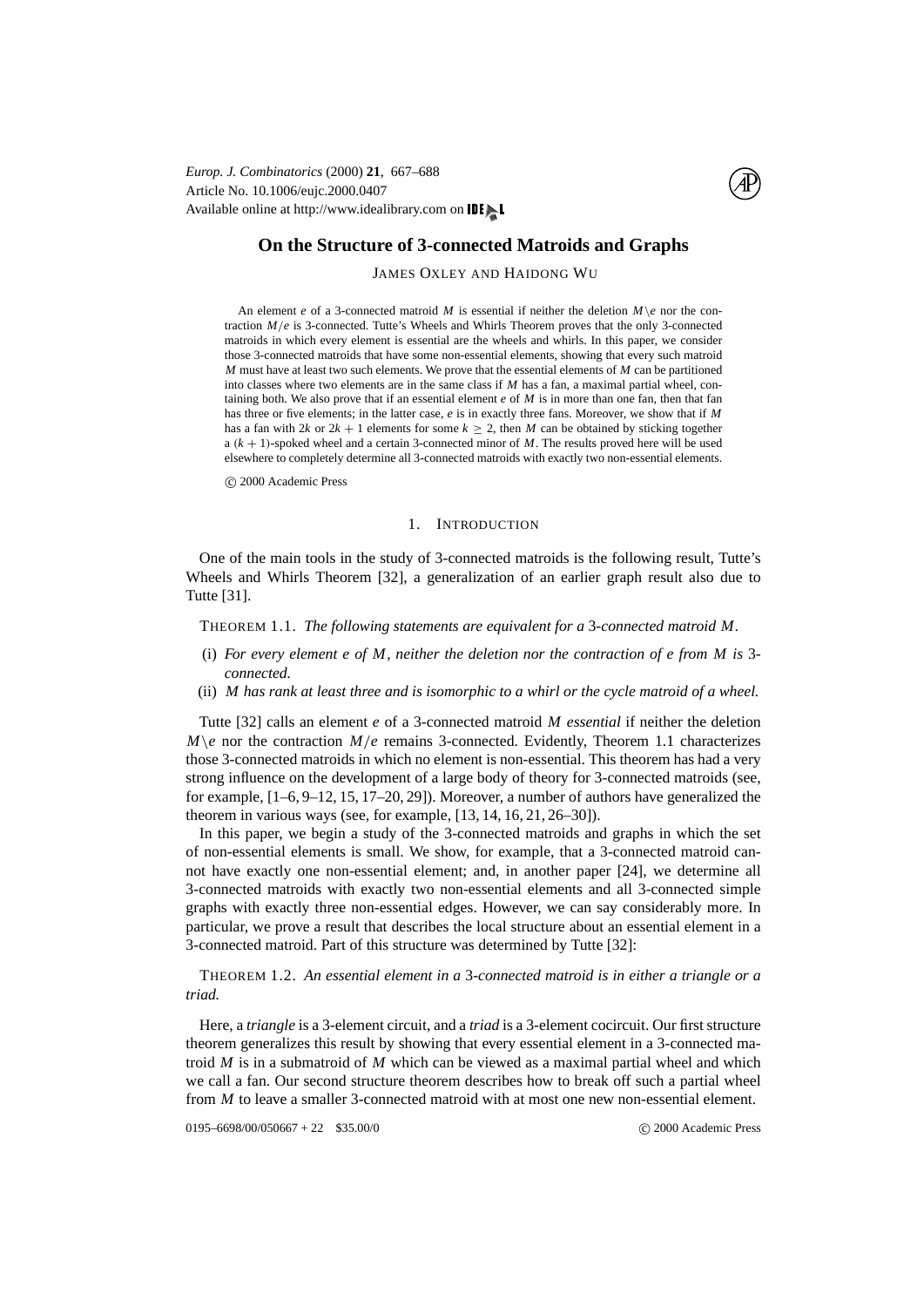# On the Structure of 3-connected Matroids and Graphs

JAMES OXLEY AND HAIDONG WU

An element $e$ of a 3-connected matroid $M$ is essential if neither the deletion $M\backslash e$ nor the contraction $M/e$ is 3-connected. Tutte's Wheels and Whirls Theorem proves that the only 3-connected matroids in which every element is essential are the wheels and whirls. In this paper, we consider those 3-connected matroids that have some non-essential elements, showing that every such matroid $M$ must have at least two such elements. We prove that the essential elements of $M$ can be partitioned into classes where two elements are in the same class if $M$ has a fan, a maximal partial wheel, containing both. We also prove that if an essential element $e$ of $M$ is in more than one fan, then that fan has three or five elements; in the latter case, $e$ is in exactly three fans. Moreover, we show that if $M$ has a fan with $2k$ or $2k+1$ elements for some $k \geq 2$, then $M$ can be obtained by sticking together a $(k+1)$-spoked wheel and a certain 3-connected minor of $M$. The results proved here will be used elsewhere to completely determine all 3-connected matroids with exactly two non-essential elements.

© 2000 Academic Press

## 1. INTRODUCTION

One of the main tools in the study of 3-connected matroids is the following result, Tutte's Wheels and Whirls Theorem [32], a generalization of an earlier graph result also due to Tutte [31].

THEOREM 1.1. *The following statements are equivalent for a* 3*-connected matroid* $M$.

(i) *For every element* $e$ *of* $M$*, neither the deletion nor the contraction of* $e$ *from* $M$ *is* 3*-connected.*

(ii) $M$ *has rank at least three and is isomorphic to a whirl or the cycle matroid of a wheel.*

Tutte [32] calls an element $e$ of a 3-connected matroid $M$ *essential* if neither the deletion $M\backslash e$ nor the contraction $M/e$ remains 3-connected. Evidently, Theorem 1.1 characterizes those 3-connected matroids in which no element is non-essential. This theorem has had a very strong influence on the development of a large body of theory for 3-connected matroids (see, for example, [1–6, 9–12, 15, 17–20, 29]). Moreover, a number of authors have generalized the theorem in various ways (see, for example, [13, 14, 16, 21, 26–30]).

In this paper, we begin a study of the 3-connected matroids and graphs in which the set of non-essential elements is small. We show, for example, that a 3-connected matroid cannot have exactly one non-essential element; and, in another paper [24], we determine all 3-connected matroids with exactly two non-essential elements and all 3-connected simple graphs with exactly three non-essential edges. However, we can say considerably more. In particular, we prove a result that describes the local structure about an essential element in a 3-connected matroid. Part of this structure was determined by Tutte [32]:

THEOREM 1.2. *An essential element in a* 3*-connected matroid is in either a triangle or a triad.*

Here, a *triangle* is a 3-element circuit, and a *triad* is a 3-element cocircuit. Our first structure theorem generalizes this result by showing that every essential element in a 3-connected matroid $M$ is in a submatroid of $M$ which can be viewed as a maximal partial wheel and which we call a fan. Our second structure theorem describes how to break off such a partial wheel from $M$ to leave a smaller 3-connected matroid with at most one new non-essential element.

0195–6698/00/050667 + 22 $35.00/0 © 2000 Academic Press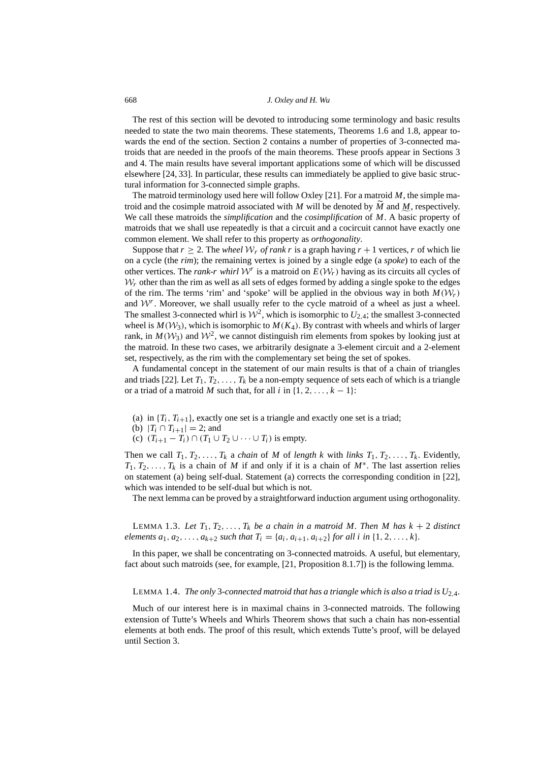The rest of this section will be devoted to introducing some terminology and basic results needed to state the two main theorems. These statements, Theorems 1.6 and 1.8, appear towards the end of the section. Section 2 contains a number of properties of 3-connected matroids that are needed in the proofs of the main theorems. These proofs appear in Sections 3 and 4. The main results have several important applications some of which will be discussed elsewhere [24, 33]. In particular, these results can immediately be applied to give basic structural information for 3-connected simple graphs.

The matroid terminology used here will follow Oxley [21]. For a matroid $M$, the simple matroid and the cosimple matroid associated with $M$ will be denoted by $\widetilde{M}$ and $\underset{\sim}{M}$, respectively. We call these matroids the *simplification* and the *cosimplification* of $M$. A basic property of matroids that we shall use repeatedly is that a circuit and a cocircuit cannot have exactly one common element. We shall refer to this property as *orthogonality*.

Suppose that $r \geq 2$. The *wheel* $\mathcal{W}_r$ *of rank* $r$ is a graph having $r+1$ vertices, $r$ of which lie on a cycle (the *rim*); the remaining vertex is joined by a single edge (a *spoke*) to each of the other vertices. The *rank-r whirl* $\mathcal{W}^r$ is a matroid on $E(\mathcal{W}_r)$ having as its circuits all cycles of $\mathcal{W}_r$ other than the rim as well as all sets of edges formed by adding a single spoke to the edges of the rim. The terms 'rim' and 'spoke' will be applied in the obvious way in both $M(\mathcal{W}_r)$ and $\mathcal{W}^r$. Moreover, we shall usually refer to the cycle matroid of a wheel as just a wheel. The smallest 3-connected whirl is $\mathcal{W}^2$, which is isomorphic to $U_{2,4}$; the smallest 3-connected wheel is $M(\mathcal{W}_3)$, which is isomorphic to $M(K_4)$. By contrast with wheels and whirls of larger rank, in $M(\mathcal{W}_3)$ and $\mathcal{W}^2$, we cannot distinguish rim elements from spokes by looking just at the matroid. In these two cases, we arbitrarily designate a 3-element circuit and a 2-element set, respectively, as the rim with the complementary set being the set of spokes.

A fundamental concept in the statement of our main results is that of a chain of triangles and triads [22]. Let $T_1, T_2, \ldots, T_k$ be a non-empty sequence of sets each of which is a triangle or a triad of a matroid $M$ such that, for all $i$ in $\{1, 2, \ldots, k-1\}$:

(a) in $\{T_i, T_{i+1}\}$, exactly one set is a triangle and exactly one set is a triad;
(b) $|T_i \cap T_{i+1}| = 2$; and
(c) $(T_{i+1} - T_i) \cap (T_1 \cup T_2 \cup \cdots \cup T_i)$ is empty.

Then we call $T_1, T_2, \ldots, T_k$ a *chain* of $M$ of *length* $k$ with *links* $T_1, T_2, \ldots, T_k$. Evidently, $T_1, T_2, \ldots, T_k$ is a chain of $M$ if and only if it is a chain of $M^*$. The last assertion relies on statement (a) being self-dual. Statement (a) corrects the corresponding condition in [22], which was intended to be self-dual but which is not.

The next lemma can be proved by a straightforward induction argument using orthogonality.

LEMMA 1.3. *Let $T_1, T_2, \ldots, T_k$ be a chain in a matroid $M$. Then $M$ has $k+2$ distinct elements $a_1, a_2, \ldots, a_{k+2}$ such that $T_i = \{a_i, a_{i+1}, a_{i+2}\}$ for all $i$ in $\{1, 2, \ldots, k\}$.*

In this paper, we shall be concentrating on 3-connected matroids. A useful, but elementary, fact about such matroids (see, for example, [21, Proposition 8.1.7]) is the following lemma.

LEMMA 1.4. *The only 3-connected matroid that has a triangle which is also a triad is $U_{2,4}$.*

Much of our interest here is in maximal chains in 3-connected matroids. The following extension of Tutte's Wheels and Whirls Theorem shows that such a chain has non-essential elements at both ends. The proof of this result, which extends Tutte's proof, will be delayed until Section 3.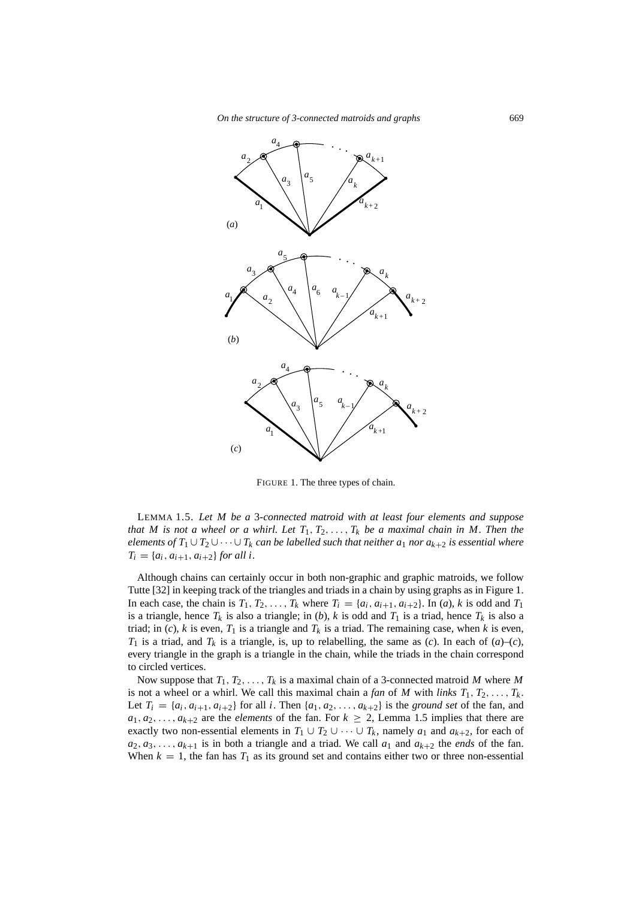FIGURE 1. The three types of chain.

LEMMA 1.5. *Let $M$ be a 3-connected matroid with at least four elements and suppose that $M$ is not a wheel or a whirl. Let $T_1, T_2, \ldots, T_k$ be a maximal chain in $M$. Then the elements of $T_1 \cup T_2 \cup \cdots \cup T_k$ can be labelled such that neither $a_1$ nor $a_{k+2}$ is essential where $T_i = \{a_i, a_{i+1}, a_{i+2}\}$ for all $i$.*

Although chains can certainly occur in both non-graphic and graphic matroids, we follow Tutte [32] in keeping track of the triangles and triads in a chain by using graphs as in Figure 1. In each case, the chain is $T_1, T_2, \ldots, T_k$ where $T_i = \{a_i, a_{i+1}, a_{i+2}\}$. In (*a*), $k$ is odd and $T_1$ is a triangle, hence $T_k$ is also a triangle; in (*b*), $k$ is odd and $T_1$ is a triad, hence $T_k$ is also a triad; in (*c*), $k$ is even, $T_1$ is a triangle and $T_k$ is a triad. The remaining case, when $k$ is even, $T_1$ is a triad, and $T_k$ is a triangle, is, up to relabelling, the same as (*c*). In each of (*a*)–(*c*), every triangle in the graph is a triangle in the chain, while the triads in the chain correspond to circled vertices.

Now suppose that $T_1, T_2, \ldots, T_k$ is a maximal chain of a 3-connected matroid $M$ where $M$ is not a wheel or a whirl. We call this maximal chain a *fan* of $M$ with *links* $T_1, T_2, \ldots, T_k$. Let $T_i = \{a_i, a_{i+1}, a_{i+2}\}$ for all $i$. Then $\{a_1, a_2, \ldots, a_{k+2}\}$ is the *ground set* of the fan, and $a_1, a_2, \ldots, a_{k+2}$ are the *elements* of the fan. For $k \geq 2$, Lemma 1.5 implies that there are exactly two non-essential elements in $T_1 \cup T_2 \cup \cdots \cup T_k$, namely $a_1$ and $a_{k+2}$, for each of $a_2, a_3, \ldots, a_{k+1}$ is in both a triangle and a triad. We call $a_1$ and $a_{k+2}$ the *ends* of the fan. When $k = 1$, the fan has $T_1$ as its ground set and contains either two or three non-essential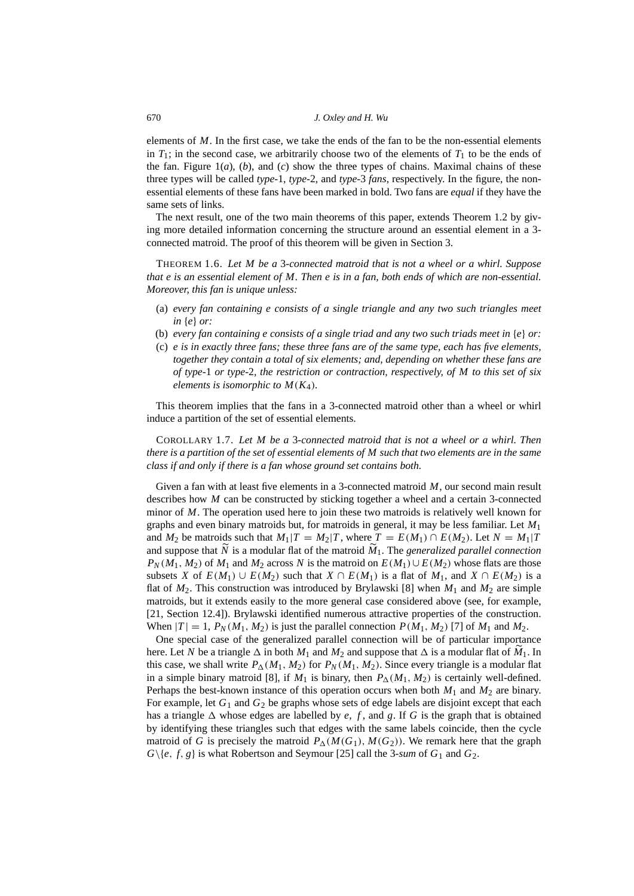elements of $M$. In the first case, we take the ends of the fan to be the non-essential elements in $T_1$; in the second case, we arbitrarily choose two of the elements of $T_1$ to be the ends of the fan. Figure 1(*a*), (*b*), and (*c*) show the three types of chains. Maximal chains of these three types will be called *type*-1, *type*-2, and *type*-3 *fans*, respectively. In the figure, the non-essential elements of these fans have been marked in bold. Two fans are *equal* if they have the same sets of links.

The next result, one of the two main theorems of this paper, extends Theorem 1.2 by giving more detailed information concerning the structure around an essential element in a 3-connected matroid. The proof of this theorem will be given in Section 3.

THEOREM 1.6. *Let $M$ be a 3-connected matroid that is not a wheel or a whirl. Suppose that $e$ is an essential element of $M$. Then $e$ is in a fan, both ends of which are non-essential. Moreover, this fan is unique unless:*

- (a) *every fan containing $e$ consists of a single triangle and any two such triangles meet in $\{e\}$ or:*
- (b) *every fan containing $e$ consists of a single triad and any two such triads meet in $\{e\}$ or:*
- (c) *$e$ is in exactly three fans; these three fans are of the same type, each has five elements, together they contain a total of six elements; and, depending on whether these fans are of type-1 or type-2, the restriction or contraction, respectively, of $M$ to this set of six elements is isomorphic to $M(K_4)$.*

This theorem implies that the fans in a 3-connected matroid other than a wheel or whirl induce a partition of the set of essential elements.

COROLLARY 1.7. *Let $M$ be a 3-connected matroid that is not a wheel or a whirl. Then there is a partition of the set of essential elements of $M$ such that two elements are in the same class if and only if there is a fan whose ground set contains both.*

Given a fan with at least five elements in a 3-connected matroid $M$, our second main result describes how $M$ can be constructed by sticking together a wheel and a certain 3-connected minor of $M$. The operation used here to join these two matroids is relatively well known for graphs and even binary matroids but, for matroids in general, it may be less familiar. Let $M_1$ and $M_2$ be matroids such that $M_1|T = M_2|T$, where $T = E(M_1) \cap E(M_2)$. Let $N = M_1|T$ and suppose that $\widetilde{N}$ is a modular flat of the matroid $\widetilde{M}_1$. The *generalized parallel connection* $P_N(M_1, M_2)$ of $M_1$ and $M_2$ across $N$ is the matroid on $E(M_1) \cup E(M_2)$ whose flats are those subsets $X$ of $E(M_1) \cup E(M_2)$ such that $X \cap E(M_1)$ is a flat of $M_1$, and $X \cap E(M_2)$ is a flat of $M_2$. This construction was introduced by Brylawski [8] when $M_1$ and $M_2$ are simple matroids, but it extends easily to the more general case considered above (see, for example, [21, Section 12.4]). Brylawski identified numerous attractive properties of the construction. When $|T| = 1$, $P_N(M_1, M_2)$ is just the parallel connection $P(M_1, M_2)$ [7] of $M_1$ and $M_2$.

One special case of the generalized parallel connection will be of particular importance here. Let $N$ be a triangle $\Delta$ in both $M_1$ and $M_2$ and suppose that $\Delta$ is a modular flat of $\widetilde{M}_1$. In this case, we shall write $P_\Delta(M_1, M_2)$ for $P_N(M_1, M_2)$. Since every triangle is a modular flat in a simple binary matroid [8], if $M_1$ is binary, then $P_\Delta(M_1, M_2)$ is certainly well-defined. Perhaps the best-known instance of this operation occurs when both $M_1$ and $M_2$ are binary. For example, let $G_1$ and $G_2$ be graphs whose sets of edge labels are disjoint except that each has a triangle $\Delta$ whose edges are labelled by $e$, $f$, and $g$. If $G$ is the graph that is obtained by identifying these triangles such that edges with the same labels coincide, then the cycle matroid of $G$ is precisely the matroid $P_\Delta(M(G_1), M(G_2))$. We remark here that the graph $G\backslash\{e, f, g\}$ is what Robertson and Seymour [25] call the *3-sum* of $G_1$ and $G_2$.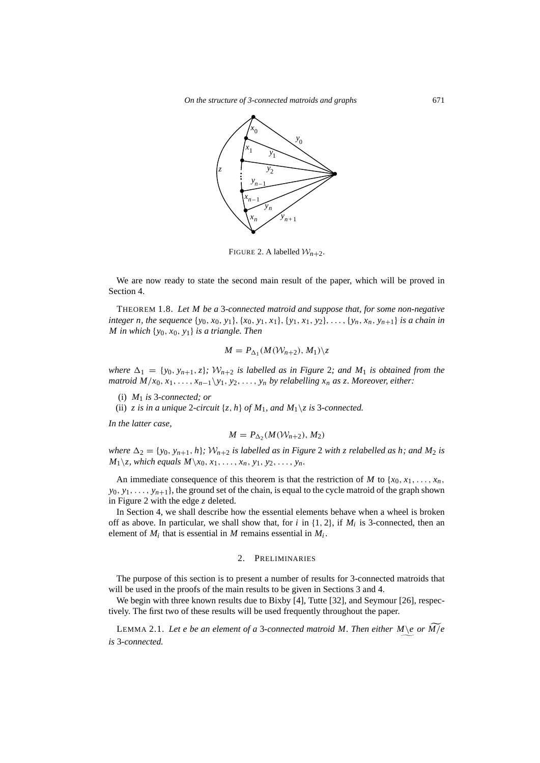FIGURE 2. A labelled $\mathcal{W}_{n+2}$.

We are now ready to state the second main result of the paper, which will be proved in Section 4.

THEOREM 1.8. *Let $M$ be a 3-connected matroid and suppose that, for some non-negative integer $n$, the sequence $\{y_0, x_0, y_1\}, \{x_0, y_1, x_1\}, \{y_1, x_1, y_2\}, \ldots, \{y_n, x_n, y_{n+1}\}$ is a chain in $M$ in which $\{y_0, x_0, y_1\}$ is a triangle. Then*

$$M = P_{\Delta_1}(M(\mathcal{W}_{n+2}), M_1)\backslash z$$

*where $\Delta_1 = \{y_0, y_{n+1}, z\}$; $\mathcal{W}_{n+2}$ is labelled as in Figure 2; and $M_1$ is obtained from the matroid $M/x_0, x_1, \ldots, x_{n-1}\backslash y_1, y_2, \ldots, y_n$ by relabelling $x_n$ as $z$. Moreover, either:*

(i) *$M_1$ is 3-connected; or*

(ii) *$z$ is in a unique 2-circuit $\{z, h\}$ of $M_1$, and $M_1\backslash z$ is 3-connected.*

*In the latter case,*

$$M = P_{\Delta_2}(M(\mathcal{W}_{n+2}), M_2)$$

*where $\Delta_2 = \{y_0, y_{n+1}, h\}$; $\mathcal{W}_{n+2}$ is labelled as in Figure 2 with $z$ relabelled as $h$; and $M_2$ is $M_1\backslash z$, which equals $M\backslash x_0, x_1, \ldots, x_n, y_1, y_2, \ldots, y_n$.*

An immediate consequence of this theorem is that the restriction of $M$ to $\{x_0, x_1, \ldots, x_n, y_0, y_1, \ldots, y_{n+1}\}$, the ground set of the chain, is equal to the cycle matroid of the graph shown in Figure 2 with the edge $z$ deleted.

In Section 4, we shall describe how the essential elements behave when a wheel is broken off as above. In particular, we shall show that, for $i$ in $\{1, 2\}$, if $M_i$ is 3-connected, then an element of $M_i$ that is essential in $M$ remains essential in $M_i$.

## 2. PRELIMINARIES

The purpose of this section is to present a number of results for 3-connected matroids that will be used in the proofs of the main results to be given in Sections 3 and 4.

We begin with three known results due to Bixby [4], Tutte [32], and Seymour [26], respectively. The first two of these results will be used frequently throughout the paper.

LEMMA 2.1. *Let $e$ be an element of a 3-connected matroid $M$. Then either $\underset{\smile}{M\backslash e}$ or $\widetilde{M/e}$ is 3-connected.*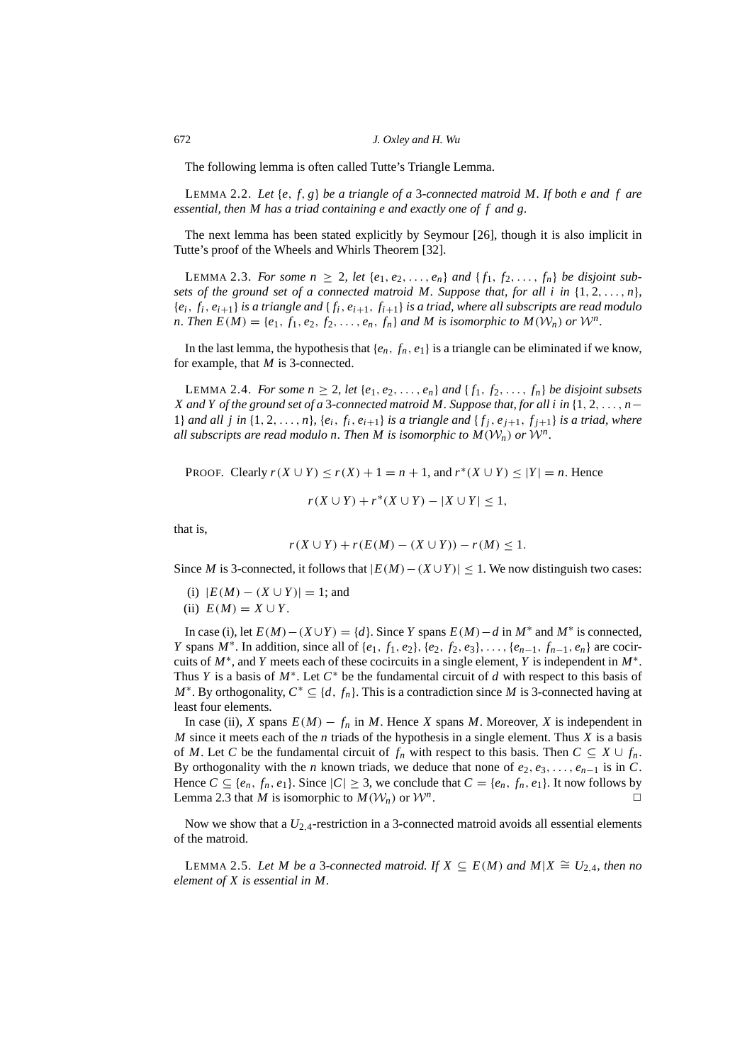The following lemma is often called Tutte's Triangle Lemma.

LEMMA 2.2. *Let $\{e, f, g\}$ be a triangle of a 3-connected matroid $M$. If both $e$ and $f$ are essential, then $M$ has a triad containing $e$ and exactly one of $f$ and $g$.*

The next lemma has been stated explicitly by Seymour [26], though it is also implicit in Tutte's proof of the Wheels and Whirls Theorem [32].

LEMMA 2.3. *For some $n \geq 2$, let $\{e_1, e_2, \ldots, e_n\}$ and $\{f_1, f_2, \ldots, f_n\}$ be disjoint subsets of the ground set of a connected matroid $M$. Suppose that, for all $i$ in $\{1, 2, \ldots, n\}$, $\{e_i, f_i, e_{i+1}\}$ is a triangle and $\{f_i, e_{i+1}, f_{i+1}\}$ is a triad, where all subscripts are read modulo $n$. Then $E(M) = \{e_1, f_1, e_2, f_2, \ldots, e_n, f_n\}$ and $M$ is isomorphic to $M(\mathcal{W}_n)$ or $\mathcal{W}^n$.*

In the last lemma, the hypothesis that $\{e_n, f_n, e_1\}$ is a triangle can be eliminated if we know, for example, that $M$ is 3-connected.

LEMMA 2.4. *For some $n \geq 2$, let $\{e_1, e_2, \ldots, e_n\}$ and $\{f_1, f_2, \ldots, f_n\}$ be disjoint subsets $X$ and $Y$ of the ground set of a 3-connected matroid $M$. Suppose that, for all $i$ in $\{1, 2, \ldots, n-1\}$ and all $j$ in $\{1, 2, \ldots, n\}$, $\{e_i, f_i, e_{i+1}\}$ is a triangle and $\{f_j, e_{j+1}, f_{j+1}\}$ is a triad, where all subscripts are read modulo $n$. Then $M$ is isomorphic to $M(\mathcal{W}_n)$ or $\mathcal{W}^n$.*

PROOF. Clearly $r(X \cup Y) \leq r(X) + 1 = n + 1$, and $r^*(X \cup Y) \leq |Y| = n$. Hence

$$r(X \cup Y) + r^*(X \cup Y) - |X \cup Y| \leq 1,$$

that is,

$$r(X \cup Y) + r(E(M) - (X \cup Y)) - r(M) \leq 1.$$

Since $M$ is 3-connected, it follows that $|E(M) - (X \cup Y)| \leq 1$. We now distinguish two cases:

(i) $|E(M) - (X \cup Y)| = 1$; and
(ii) $E(M) = X \cup Y$.

In case (i), let $E(M) - (X \cup Y) = \{d\}$. Since $Y$ spans $E(M) - d$ in $M^*$ and $M^*$ is connected, $Y$ spans $M^*$. In addition, since all of $\{e_1, f_1, e_2\}, \{e_2, f_2, e_3\}, \ldots, \{e_{n-1}, f_{n-1}, e_n\}$ are cocircuits of $M^*$, and $Y$ meets each of these cocircuits in a single element, $Y$ is independent in $M^*$. Thus $Y$ is a basis of $M^*$. Let $C^*$ be the fundamental circuit of $d$ with respect to this basis of $M^*$. By orthogonality, $C^* \subseteq \{d, f_n\}$. This is a contradiction since $M$ is 3-connected having at least four elements.

In case (ii), $X$ spans $E(M) - f_n$ in $M$. Hence $X$ spans $M$. Moreover, $X$ is independent in $M$ since it meets each of the $n$ triads of the hypothesis in a single element. Thus $X$ is a basis of $M$. Let $C$ be the fundamental circuit of $f_n$ with respect to this basis. Then $C \subseteq X \cup f_n$. By orthogonality with the $n$ known triads, we deduce that none of $e_2, e_3, \ldots, e_{n-1}$ is in $C$. Hence $C \subseteq \{e_n, f_n, e_1\}$. Since $|C| \geq 3$, we conclude that $C = \{e_n, f_n, e_1\}$. It now follows by Lemma 2.3 that $M$ is isomorphic to $M(\mathcal{W}_n)$ or $\mathcal{W}^n$. □

Now we show that a $U_{2,4}$-restriction in a 3-connected matroid avoids all essential elements of the matroid.

LEMMA 2.5. *Let $M$ be a 3-connected matroid. If $X \subseteq E(M)$ and $M|X \cong U_{2,4}$, then no element of $X$ is essential in $M$.*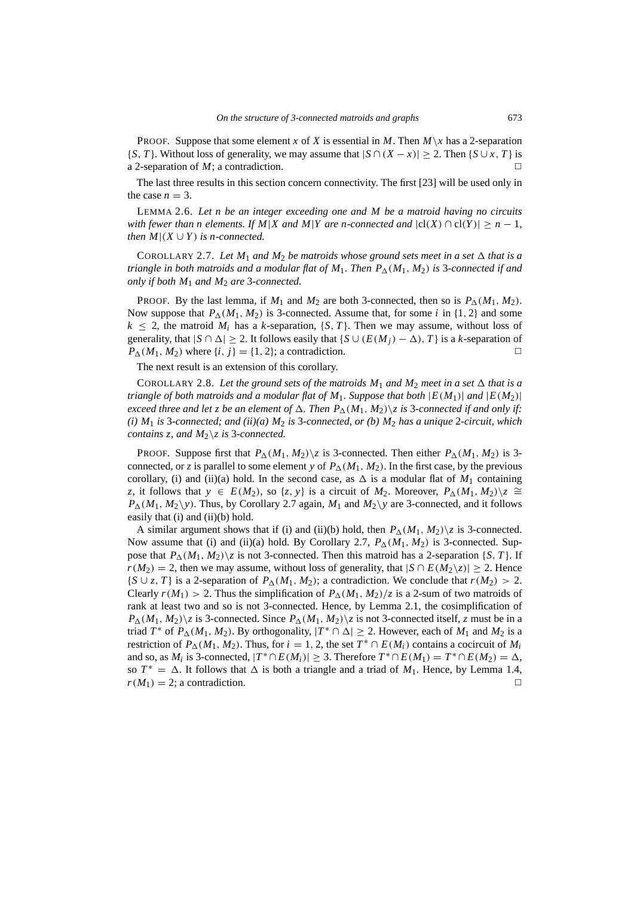PROOF. Suppose that some element $x$ of $X$ is essential in $M$. Then $M\backslash x$ has a 2-separation $\{S, T\}$. Without loss of generality, we may assume that $|S \cap (X - x)| \geq 2$. Then $\{S \cup x, T\}$ is a 2-separation of $M$; a contradiction. □

The last three results in this section concern connectivity. The first [23] will be used only in the case $n = 3$.

LEMMA 2.6. *Let $n$ be an integer exceeding one and $M$ be a matroid having no circuits with fewer than $n$ elements. If $M|X$ and $M|Y$ are $n$-connected and $|\text{cl}(X) \cap \text{cl}(Y)| \geq n - 1$, then $M|(X \cup Y)$ is $n$-connected.*

COROLLARY 2.7. *Let $M_1$ and $M_2$ be matroids whose ground sets meet in a set $\Delta$ that is a triangle in both matroids and a modular flat of $M_1$. Then $P_\Delta(M_1, M_2)$ is 3-connected if and only if both $M_1$ and $M_2$ are 3-connected.*

PROOF. By the last lemma, if $M_1$ and $M_2$ are both 3-connected, then so is $P_\Delta(M_1, M_2)$. Now suppose that $P_\Delta(M_1, M_2)$ is 3-connected. Assume that, for some $i$ in $\{1, 2\}$ and some $k \leq 2$, the matroid $M_i$ has a $k$-separation, $\{S, T\}$. Then we may assume, without loss of generality, that $|S \cap \Delta| \geq 2$. It follows easily that $\{S \cup (E(M_j) - \Delta), T\}$ is a $k$-separation of $P_\Delta(M_1, M_2)$ where $\{i, j\} = \{1, 2\}$; a contradiction. □

The next result is an extension of this corollary.

COROLLARY 2.8. *Let the ground sets of the matroids $M_1$ and $M_2$ meet in a set $\Delta$ that is a triangle of both matroids and a modular flat of $M_1$. Suppose that both $|E(M_1)|$ and $|E(M_2)|$ exceed three and let $z$ be an element of $\Delta$. Then $P_\Delta(M_1, M_2)\backslash z$ is 3-connected if and only if: (i) $M_1$ is 3-connected; and (ii)(a) $M_2$ is 3-connected, or (b) $M_2$ has a unique 2-circuit, which contains $z$, and $M_2\backslash z$ is 3-connected.*

PROOF. Suppose first that $P_\Delta(M_1, M_2)\backslash z$ is 3-connected. Then either $P_\Delta(M_1, M_2)$ is 3-connected, or $z$ is parallel to some element $y$ of $P_\Delta(M_1, M_2)$. In the first case, by the previous corollary, (i) and (ii)(a) hold. In the second case, as $\Delta$ is a modular flat of $M_1$ containing $z$, it follows that $y \in E(M_2)$, so $\{z, y\}$ is a circuit of $M_2$. Moreover, $P_\Delta(M_1, M_2)\backslash z \cong P_\Delta(M_1, M_2\backslash y)$. Thus, by Corollary 2.7 again, $M_1$ and $M_2\backslash y$ are 3-connected, and it follows easily that (i) and (ii)(b) hold.

A similar argument shows that if (i) and (ii)(b) hold, then $P_\Delta(M_1, M_2)\backslash z$ is 3-connected. Now assume that (i) and (ii)(a) hold. By Corollary 2.7, $P_\Delta(M_1, M_2)$ is 3-connected. Suppose that $P_\Delta(M_1, M_2)\backslash z$ is not 3-connected. Then this matroid has a 2-separation $\{S, T\}$. If $r(M_2) = 2$, then we may assume, without loss of generality, that $|S \cap E(M_2\backslash z)| \geq 2$. Hence $\{S \cup z, T\}$ is a 2-separation of $P_\Delta(M_1, M_2)$; a contradiction. We conclude that $r(M_2) > 2$. Clearly $r(M_1) > 2$. Thus the simplification of $P_\Delta(M_1, M_2)/z$ is a 2-sum of two matroids of rank at least two and so is not 3-connected. Hence, by Lemma 2.1, the cosimplification of $P_\Delta(M_1, M_2)\backslash z$ is 3-connected. Since $P_\Delta(M_1, M_2)\backslash z$ is not 3-connected itself, $z$ must be in a triad $T^*$ of $P_\Delta(M_1, M_2)$. By orthogonality, $|T^* \cap \Delta| \geq 2$. However, each of $M_1$ and $M_2$ is a restriction of $P_\Delta(M_1, M_2)$. Thus, for $i = 1, 2$, the set $T^* \cap E(M_i)$ contains a cocircuit of $M_i$ and so, as $M_i$ is 3-connected, $|T^* \cap E(M_i)| \geq 3$. Therefore $T^* \cap E(M_1) = T^* \cap E(M_2) = \Delta$, so $T^* = \Delta$. It follows that $\Delta$ is both a triangle and a triad of $M_1$. Hence, by Lemma 1.4, $r(M_1) = 2$; a contradiction. □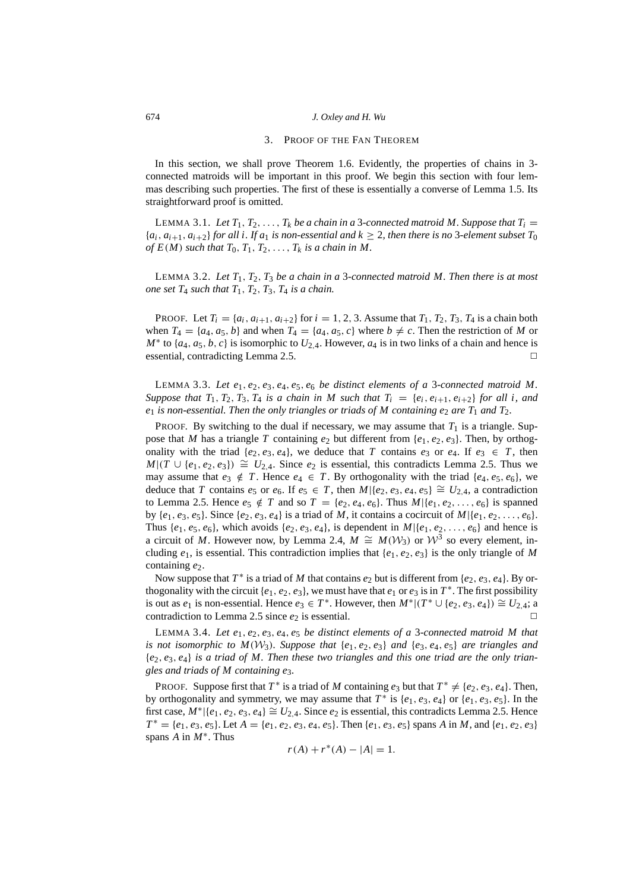## 3. Proof of the Fan Theorem

In this section, we shall prove Theorem 1.6. Evidently, the properties of chains in 3-connected matroids will be important in this proof. We begin this section with four lemmas describing such properties. The first of these is essentially a converse of Lemma 1.5. Its straightforward proof is omitted.

Lemma 3.1. *Let $T_1, T_2, \ldots, T_k$ be a chain in a 3-connected matroid $M$. Suppose that $T_i = \{a_i, a_{i+1}, a_{i+2}\}$ for all $i$. If $a_1$ is non-essential and $k \geq 2$, then there is no 3-element subset $T_0$ of $E(M)$ such that $T_0, T_1, T_2, \ldots, T_k$ is a chain in $M$.*

Lemma 3.2. *Let $T_1, T_2, T_3$ be a chain in a 3-connected matroid $M$. Then there is at most one set $T_4$ such that $T_1, T_2, T_3, T_4$ is a chain.*

Proof. Let $T_i = \{a_i, a_{i+1}, a_{i+2}\}$ for $i = 1, 2, 3$. Assume that $T_1, T_2, T_3, T_4$ is a chain both when $T_4 = \{a_4, a_5, b\}$ and when $T_4 = \{a_4, a_5, c\}$ where $b \neq c$. Then the restriction of $M$ or $M^*$ to $\{a_4, a_5, b, c\}$ is isomorphic to $U_{2,4}$. However, $a_4$ is in two links of a chain and hence is essential, contradicting Lemma 2.5. □

Lemma 3.3. *Let $e_1, e_2, e_3, e_4, e_5, e_6$ be distinct elements of a 3-connected matroid $M$. Suppose that $T_1, T_2, T_3, T_4$ is a chain in $M$ such that $T_i = \{e_i, e_{i+1}, e_{i+2}\}$ for all $i$, and $e_1$ is non-essential. Then the only triangles or triads of $M$ containing $e_2$ are $T_1$ and $T_2$.*

Proof. By switching to the dual if necessary, we may assume that $T_1$ is a triangle. Suppose that $M$ has a triangle $T$ containing $e_2$ but different from $\{e_1, e_2, e_3\}$. Then, by orthogonality with the triad $\{e_2, e_3, e_4\}$, we deduce that $T$ contains $e_3$ or $e_4$. If $e_3 \in T$, then $M|(T \cup \{e_1, e_2, e_3\}) \cong U_{2,4}$. Since $e_2$ is essential, this contradicts Lemma 2.5. Thus we may assume that $e_3 \notin T$. Hence $e_4 \in T$. By orthogonality with the triad $\{e_4, e_5, e_6\}$, we deduce that $T$ contains $e_5$ or $e_6$. If $e_5 \in T$, then $M|\{e_2, e_3, e_4, e_5\} \cong U_{2,4}$, a contradiction to Lemma 2.5. Hence $e_5 \notin T$ and so $T = \{e_2, e_4, e_6\}$. Thus $M|\{e_1, e_2, \ldots, e_6\}$ is spanned by $\{e_1, e_3, e_5\}$. Since $\{e_2, e_3, e_4\}$ is a triad of $M$, it contains a cocircuit of $M|\{e_1, e_2, \ldots, e_6\}$. Thus $\{e_1, e_5, e_6\}$, which avoids $\{e_2, e_3, e_4\}$, is dependent in $M|\{e_1, e_2, \ldots, e_6\}$ and hence is a circuit of $M$. However now, by Lemma 2.4, $M \cong M(\mathcal{W}_3)$ or $\mathcal{W}^3$ so every element, including $e_1$, is essential. This contradiction implies that $\{e_1, e_2, e_3\}$ is the only triangle of $M$ containing $e_2$.

Now suppose that $T^*$ is a triad of $M$ that contains $e_2$ but is different from $\{e_2, e_3, e_4\}$. By orthogonality with the circuit $\{e_1, e_2, e_3\}$, we must have that $e_1$ or $e_3$ is in $T^*$. The first possibility is out as $e_1$ is non-essential. Hence $e_3 \in T^*$. However, then $M^*|(T^* \cup \{e_2, e_3, e_4\}) \cong U_{2,4}$; a contradiction to Lemma 2.5 since $e_2$ is essential. □

Lemma 3.4. *Let $e_1, e_2, e_3, e_4, e_5$ be distinct elements of a 3-connected matroid $M$ that is not isomorphic to $M(\mathcal{W}_3)$. Suppose that $\{e_1, e_2, e_3\}$ and $\{e_3, e_4, e_5\}$ are triangles and $\{e_2, e_3, e_4\}$ is a triad of $M$. Then these two triangles and this one triad are the only triangles and triads of $M$ containing $e_3$.*

Proof. Suppose first that $T^*$ is a triad of $M$ containing $e_3$ but that $T^* \neq \{e_2, e_3, e_4\}$. Then, by orthogonality and symmetry, we may assume that $T^*$ is $\{e_1, e_3, e_4\}$ or $\{e_1, e_3, e_5\}$. In the first case, $M^*|\{e_1, e_2, e_3, e_4\} \cong U_{2,4}$. Since $e_2$ is essential, this contradicts Lemma 2.5. Hence $T^* = \{e_1, e_3, e_5\}$. Let $A = \{e_1, e_2, e_3, e_4, e_5\}$. Then $\{e_1, e_3, e_5\}$ spans $A$ in $M$, and $\{e_1, e_2, e_3\}$ spans $A$ in $M^*$. Thus

$$r(A) + r^*(A) - |A| = 1.$$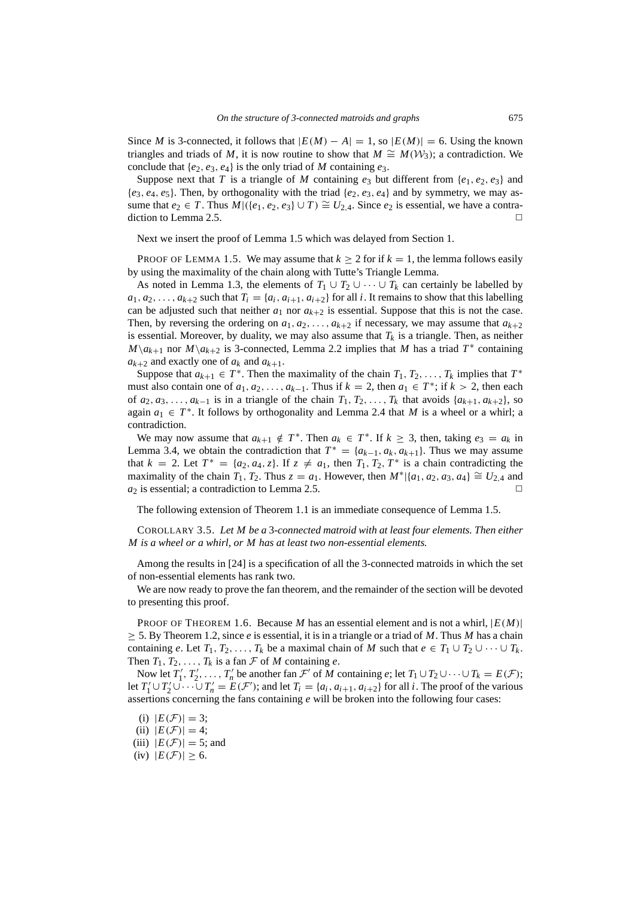Since $M$ is 3-connected, it follows that $|E(M) - A| = 1$, so $|E(M)| = 6$. Using the known triangles and triads of $M$, it is now routine to show that $M \cong M(\mathcal{W}_3)$; a contradiction. We conclude that $\{e_2, e_3, e_4\}$ is the only triad of $M$ containing $e_3$.

Suppose next that $T$ is a triangle of $M$ containing $e_3$ but different from $\{e_1, e_2, e_3\}$ and $\{e_3, e_4, e_5\}$. Then, by orthogonality with the triad $\{e_2, e_3, e_4\}$ and by symmetry, we may assume that $e_2 \in T$. Thus $M|(\{e_1, e_2, e_3\} \cup T) \cong U_{2,4}$. Since $e_2$ is essential, we have a contradiction to Lemma 2.5. □

Next we insert the proof of Lemma 1.5 which was delayed from Section 1.

Proof of Lemma 1.5. We may assume that $k \geq 2$ for if $k = 1$, the lemma follows easily by using the maximality of the chain along with Tutte's Triangle Lemma.

As noted in Lemma 1.3, the elements of $T_1 \cup T_2 \cup \cdots \cup T_k$ can certainly be labelled by $a_1, a_2, \ldots, a_{k+2}$ such that $T_i = \{a_i, a_{i+1}, a_{i+2}\}$ for all $i$. It remains to show that this labelling can be adjusted such that neither $a_1$ nor $a_{k+2}$ is essential. Suppose that this is not the case. Then, by reversing the ordering on $a_1, a_2, \ldots, a_{k+2}$ if necessary, we may assume that $a_{k+2}$ is essential. Moreover, by duality, we may also assume that $T_k$ is a triangle. Then, as neither $M \backslash a_{k+1}$ nor $M \backslash a_{k+2}$ is 3-connected, Lemma 2.2 implies that $M$ has a triad $T^*$ containing $a_{k+2}$ and exactly one of $a_k$ and $a_{k+1}$.

Suppose that $a_{k+1} \in T^*$. Then the maximality of the chain $T_1, T_2, \ldots, T_k$ implies that $T^*$ must also contain one of $a_1, a_2, \ldots, a_{k-1}$. Thus if $k = 2$, then $a_1 \in T^*$; if $k > 2$, then each of $a_2, a_3, \ldots, a_{k-1}$ is in a triangle of the chain $T_1, T_2, \ldots, T_k$ that avoids $\{a_{k+1}, a_{k+2}\}$, so again $a_1 \in T^*$. It follows by orthogonality and Lemma 2.4 that $M$ is a wheel or a whirl; a contradiction.

We may now assume that $a_{k+1} \notin T^*$. Then $a_k \in T^*$. If $k \geq 3$, then, taking $e_3 = a_k$ in Lemma 3.4, we obtain the contradiction that $T^* = \{a_{k-1}, a_k, a_{k+1}\}$. Thus we may assume that $k = 2$. Let $T^* = \{a_2, a_4, z\}$. If $z \neq a_1$, then $T_1, T_2, T^*$ is a chain contradicting the maximality of the chain $T_1, T_2$. Thus $z = a_1$. However, then $M^*|\{a_1, a_2, a_3, a_4\} \cong U_{2,4}$ and $a_2$ is essential; a contradiction to Lemma 2.5. □

The following extension of Theorem 1.1 is an immediate consequence of Lemma 1.5.

Corollary 3.5. *Let $M$ be a 3-connected matroid with at least four elements. Then either $M$ is a wheel or a whirl, or $M$ has at least two non-essential elements.*

Among the results in [24] is a specification of all the 3-connected matroids in which the set of non-essential elements has rank two.

We are now ready to prove the fan theorem, and the remainder of the section will be devoted to presenting this proof.

Proof of Theorem 1.6. Because $M$ has an essential element and is not a whirl, $|E(M)| \geq 5$. By Theorem 1.2, since $e$ is essential, it is in a triangle or a triad of $M$. Thus $M$ has a chain containing $e$. Let $T_1, T_2, \ldots, T_k$ be a maximal chain of $M$ such that $e \in T_1 \cup T_2 \cup \cdots \cup T_k$. Then $T_1, T_2, \ldots, T_k$ is a fan $\mathcal{F}$ of $M$ containing $e$.

Now let $T_1', T_2', \ldots, T_n'$ be another fan $\mathcal{F}'$ of $M$ containing $e$; let $T_1 \cup T_2 \cup \cdots \cup T_k = E(\mathcal{F})$; let $T_1' \cup T_2' \cup \cdots \cup T_n' = E(\mathcal{F}')$; and let $T_i = \{a_i, a_{i+1}, a_{i+2}\}$ for all $i$. The proof of the various assertions concerning the fans containing $e$ will be broken into the following four cases:

(i) $|E(\mathcal{F})| = 3$;
(ii) $|E(\mathcal{F})| = 4$;
(iii) $|E(\mathcal{F})| = 5$; and
(iv) $|E(\mathcal{F})| \geq 6$.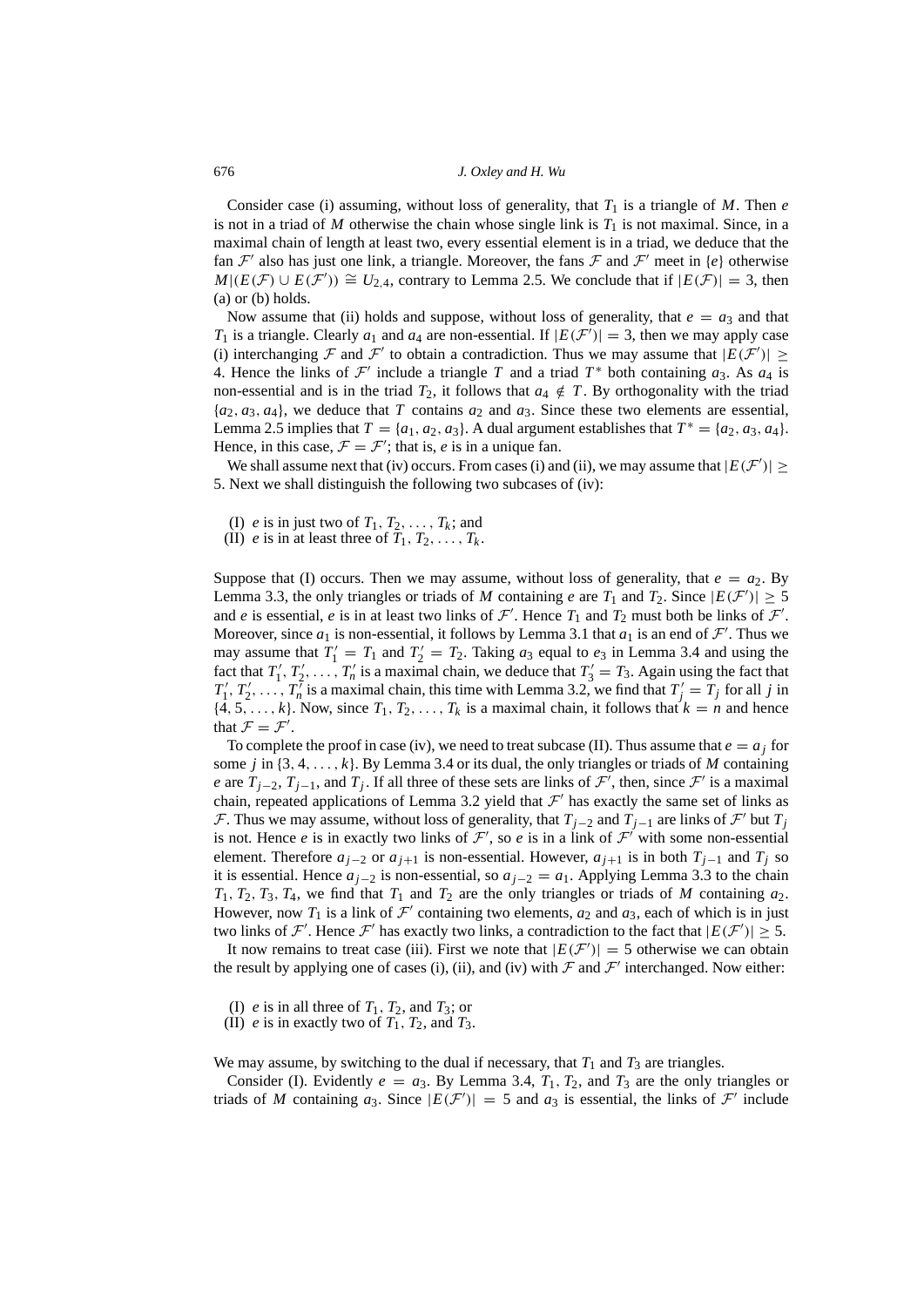Consider case (i) assuming, without loss of generality, that $T_1$ is a triangle of $M$. Then $e$ is not in a triad of $M$ otherwise the chain whose single link is $T_1$ is not maximal. Since, in a maximal chain of length at least two, every essential element is in a triad, we deduce that the fan $\mathcal{F}'$ also has just one link, a triangle. Moreover, the fans $\mathcal{F}$ and $\mathcal{F}'$ meet in $\{e\}$ otherwise $M|(E(\mathcal{F}) \cup E(\mathcal{F}')) \cong U_{2,4}$, contrary to Lemma 2.5. We conclude that if $|E(\mathcal{F})| = 3$, then (a) or (b) holds.

Now assume that (ii) holds and suppose, without loss of generality, that $e = a_3$ and that $T_1$ is a triangle. Clearly $a_1$ and $a_4$ are non-essential. If $|E(\mathcal{F}')| = 3$, then we may apply case (i) interchanging $\mathcal{F}$ and $\mathcal{F}'$ to obtain a contradiction. Thus we may assume that $|E(\mathcal{F}')| \geq 4$. Hence the links of $\mathcal{F}'$ include a triangle $T$ and a triad $T^*$ both containing $a_3$. As $a_4$ is non-essential and is in the triad $T_2$, it follows that $a_4 \notin T$. By orthogonality with the triad $\{a_2, a_3, a_4\}$, we deduce that $T$ contains $a_2$ and $a_3$. Since these two elements are essential, Lemma 2.5 implies that $T = \{a_1, a_2, a_3\}$. A dual argument establishes that $T^* = \{a_2, a_3, a_4\}$. Hence, in this case, $\mathcal{F} = \mathcal{F}'$; that is, $e$ is in a unique fan.

We shall assume next that (iv) occurs. From cases (i) and (ii), we may assume that $|E(\mathcal{F}')| \geq 5$. Next we shall distinguish the following two subcases of (iv):

(I) $e$ is in just two of $T_1, T_2, \ldots, T_k$; and
(II) $e$ is in at least three of $T_1, T_2, \ldots, T_k$.

Suppose that (I) occurs. Then we may assume, without loss of generality, that $e = a_2$. By Lemma 3.3, the only triangles or triads of $M$ containing $e$ are $T_1$ and $T_2$. Since $|E(\mathcal{F}')| \geq 5$ and $e$ is essential, $e$ is in at least two links of $\mathcal{F}'$. Hence $T_1$ and $T_2$ must both be links of $\mathcal{F}'$. Moreover, since $a_1$ is non-essential, it follows by Lemma 3.1 that $a_1$ is an end of $\mathcal{F}'$. Thus we may assume that $T'_1 = T_1$ and $T'_2 = T_2$. Taking $a_3$ equal to $e_3$ in Lemma 3.4 and using the fact that $T'_1, T'_2, \ldots, T'_n$ is a maximal chain, we deduce that $T'_3 = T_3$. Again using the fact that $T'_1, T'_2, \ldots, T'_n$ is a maximal chain, this time with Lemma 3.2, we find that $T'_j = T_j$ for all $j$ in $\{4, 5, \ldots, k\}$. Now, since $T_1, T_2, \ldots, T_k$ is a maximal chain, it follows that $k = n$ and hence that $\mathcal{F} = \mathcal{F}'$.

To complete the proof in case (iv), we need to treat subcase (II). Thus assume that $e = a_j$ for some $j$ in $\{3, 4, \ldots, k\}$. By Lemma 3.4 or its dual, the only triangles or triads of $M$ containing $e$ are $T_{j-2}$, $T_{j-1}$, and $T_j$. If all three of these sets are links of $\mathcal{F}'$, then, since $\mathcal{F}'$ is a maximal chain, repeated applications of Lemma 3.2 yield that $\mathcal{F}'$ has exactly the same set of links as $\mathcal{F}$. Thus we may assume, without loss of generality, that $T_{j-2}$ and $T_{j-1}$ are links of $\mathcal{F}'$ but $T_j$ is not. Hence $e$ is in exactly two links of $\mathcal{F}'$, so $e$ is in a link of $\mathcal{F}'$ with some non-essential element. Therefore $a_{j-2}$ or $a_{j+1}$ is non-essential. However, $a_{j+1}$ is in both $T_{j-1}$ and $T_j$ so it is essential. Hence $a_{j-2}$ is non-essential, so $a_{j-2} = a_1$. Applying Lemma 3.3 to the chain $T_1, T_2, T_3, T_4$, we find that $T_1$ and $T_2$ are the only triangles or triads of $M$ containing $a_2$. However, now $T_1$ is a link of $\mathcal{F}'$ containing two elements, $a_2$ and $a_3$, each of which is in just two links of $\mathcal{F}'$. Hence $\mathcal{F}'$ has exactly two links, a contradiction to the fact that $|E(\mathcal{F}')| \geq 5$.

It now remains to treat case (iii). First we note that $|E(\mathcal{F}')| = 5$ otherwise we can obtain the result by applying one of cases (i), (ii), and (iv) with $\mathcal{F}$ and $\mathcal{F}'$ interchanged. Now either:

(I) $e$ is in all three of $T_1$, $T_2$, and $T_3$; or
(II) $e$ is in exactly two of $T_1$, $T_2$, and $T_3$.

We may assume, by switching to the dual if necessary, that $T_1$ and $T_3$ are triangles.

Consider (I). Evidently $e = a_3$. By Lemma 3.4, $T_1$, $T_2$, and $T_3$ are the only triangles or triads of $M$ containing $a_3$. Since $|E(\mathcal{F}')| = 5$ and $a_3$ is essential, the links of $\mathcal{F}'$ include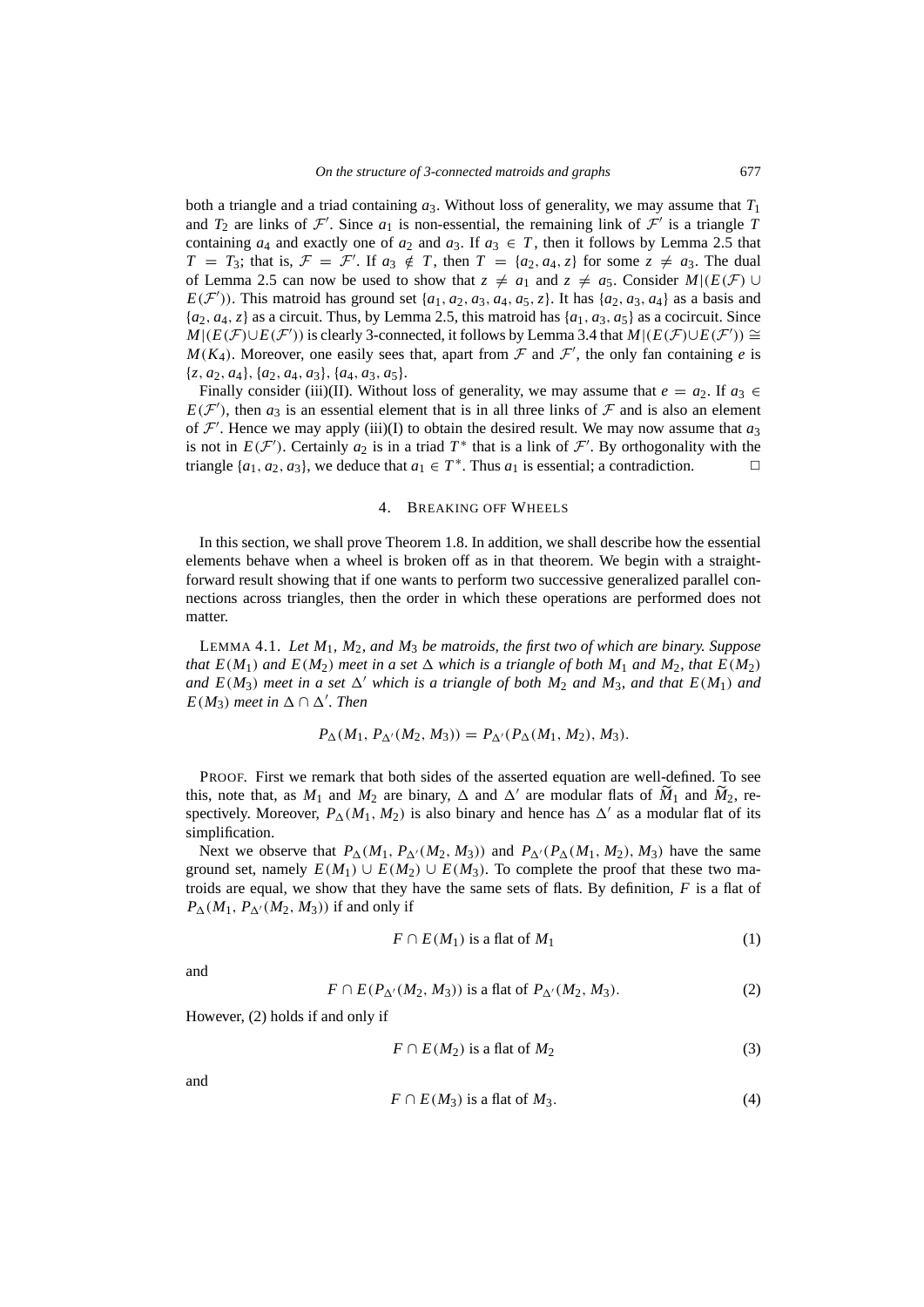both a triangle and a triad containing $a_3$. Without loss of generality, we may assume that $T_1$ and $T_2$ are links of $\mathcal{F}'$. Since $a_1$ is non-essential, the remaining link of $\mathcal{F}'$ is a triangle $T$ containing $a_4$ and exactly one of $a_2$ and $a_3$. If $a_3 \in T$, then it follows by Lemma 2.5 that $T = T_3$; that is, $\mathcal{F} = \mathcal{F}'$. If $a_3 \notin T$, then $T = \{a_2, a_4, z\}$ for some $z \neq a_3$. The dual of Lemma 2.5 can now be used to show that $z \neq a_1$ and $z \neq a_5$. Consider $M|(E(\mathcal{F}) \cup E(\mathcal{F}'))$. This matroid has ground set $\{a_1, a_2, a_3, a_4, a_5, z\}$. It has $\{a_2, a_3, a_4\}$ as a basis and $\{a_2, a_4, z\}$ as a circuit. Thus, by Lemma 2.5, this matroid has $\{a_1, a_3, a_5\}$ as a cocircuit. Since $M|(E(\mathcal{F}) \cup E(\mathcal{F}'))$ is clearly 3-connected, it follows by Lemma 3.4 that $M|(E(\mathcal{F}) \cup E(\mathcal{F}')) \cong M(K_4)$. Moreover, one easily sees that, apart from $\mathcal{F}$ and $\mathcal{F}'$, the only fan containing $e$ is $\{z, a_2, a_4\}, \{a_2, a_4, a_3\}, \{a_4, a_3, a_5\}$.

Finally consider (iii)(II). Without loss of generality, we may assume that $e = a_2$. If $a_3 \in E(\mathcal{F}')$, then $a_3$ is an essential element that is in all three links of $\mathcal{F}$ and is also an element of $\mathcal{F}'$. Hence we may apply (iii)(I) to obtain the desired result. We may now assume that $a_3$ is not in $E(\mathcal{F}')$. Certainly $a_2$ is in a triad $T^*$ that is a link of $\mathcal{F}'$. By orthogonality with the triangle $\{a_1, a_2, a_3\}$, we deduce that $a_1 \in T^*$. Thus $a_1$ is essential; a contradiction. □

## 4. Breaking off Wheels

In this section, we shall prove Theorem 1.8. In addition, we shall describe how the essential elements behave when a wheel is broken off as in that theorem. We begin with a straightforward result showing that if one wants to perform two successive generalized parallel connections across triangles, then the order in which these operations are performed does not matter.

Lemma 4.1. *Let $M_1$, $M_2$, and $M_3$ be matroids, the first two of which are binary. Suppose that $E(M_1)$ and $E(M_2)$ meet in a set $\Delta$ which is a triangle of both $M_1$ and $M_2$, that $E(M_2)$ and $E(M_3)$ meet in a set $\Delta'$ which is a triangle of both $M_2$ and $M_3$, and that $E(M_1)$ and $E(M_3)$ meet in $\Delta \cap \Delta'$. Then*

$$P_\Delta(M_1, P_{\Delta'}(M_2, M_3)) = P_{\Delta'}(P_\Delta(M_1, M_2), M_3).$$

Proof. First we remark that both sides of the asserted equation are well-defined. To see this, note that, as $M_1$ and $M_2$ are binary, $\Delta$ and $\Delta'$ are modular flats of $\widetilde{M}_1$ and $\widetilde{M}_2$, respectively. Moreover, $P_\Delta(M_1, M_2)$ is also binary and hence has $\Delta'$ as a modular flat of its simplification.

Next we observe that $P_\Delta(M_1, P_{\Delta'}(M_2, M_3))$ and $P_{\Delta'}(P_\Delta(M_1, M_2), M_3)$ have the same ground set, namely $E(M_1) \cup E(M_2) \cup E(M_3)$. To complete the proof that these two matroids are equal, we show that they have the same sets of flats. By definition, $F$ is a flat of $P_\Delta(M_1, P_{\Delta'}(M_2, M_3))$ if and only if

$$F \cap E(M_1) \text{ is a flat of } M_1 \tag{1}$$

and

$$F \cap E(P_{\Delta'}(M_2, M_3)) \text{ is a flat of } P_{\Delta'}(M_2, M_3). \tag{2}$$

However, (2) holds if and only if

$$F \cap E(M_2) \text{ is a flat of } M_2 \tag{3}$$

and

$$F \cap E(M_3) \text{ is a flat of } M_3. \tag{4}$$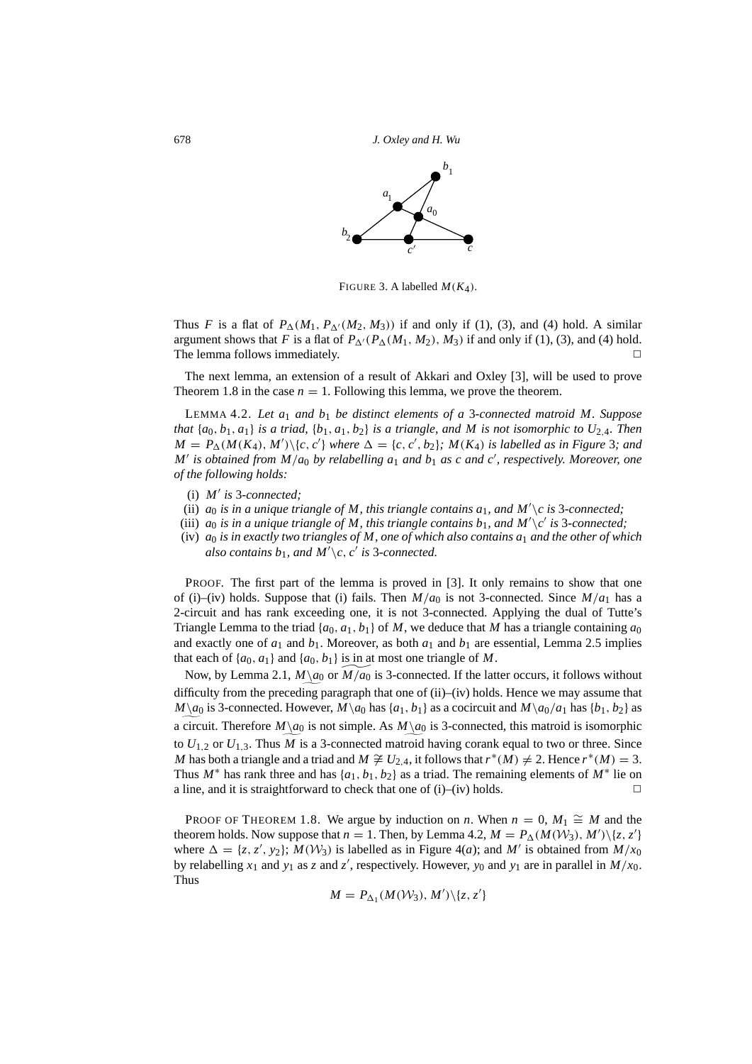FIGURE 3. A labelled $M(K_4)$.

Thus $F$ is a flat of $P_\Delta(M_1, P_{\Delta'}(M_2, M_3))$ if and only if (1), (3), and (4) hold. A similar argument shows that $F$ is a flat of $P_{\Delta'}(P_\Delta(M_1, M_2), M_3)$ if and only if (1), (3), and (4) hold. The lemma follows immediately. □

The next lemma, an extension of a result of Akkari and Oxley [3], will be used to prove Theorem 1.8 in the case $n = 1$. Following this lemma, we prove the theorem.

LEMMA 4.2. *Let $a_1$ and $b_1$ be distinct elements of a 3-connected matroid $M$. Suppose that $\{a_0, b_1, a_1\}$ is a triad, $\{b_1, a_1, b_2\}$ is a triangle, and $M$ is not isomorphic to $U_{2,4}$. Then $M = P_\Delta(M(K_4), M')\backslash\{c, c'\}$ where $\Delta = \{c, c', b_2\}$; $M(K_4)$ is labelled as in Figure 3; and $M'$ is obtained from $M/a_0$ by relabelling $a_1$ and $b_1$ as $c$ and $c'$, respectively. Moreover, one of the following holds:*

- (i) *$M'$ is 3-connected;*
- (ii) *$a_0$ is in a unique triangle of $M$, this triangle contains $a_1$, and $M'\backslash c$ is 3-connected;*
- (iii) *$a_0$ is in a unique triangle of $M$, this triangle contains $b_1$, and $M'\backslash c'$ is 3-connected;*
- (iv) *$a_0$ is in exactly two triangles of $M$, one of which also contains $a_1$ and the other of which also contains $b_1$, and $M'\backslash c, c'$ is 3-connected.*

PROOF. The first part of the lemma is proved in [3]. It only remains to show that one of (i)–(iv) holds. Suppose that (i) fails. Then $M/a_0$ is not 3-connected. Since $M/a_1$ has a 2-circuit and has rank exceeding one, it is not 3-connected. Applying the dual of Tutte's Triangle Lemma to the triad $\{a_0, a_1, b_1\}$ of $M$, we deduce that $M$ has a triangle containing $a_0$ and exactly one of $a_1$ and $b_1$. Moreover, as both $a_1$ and $b_1$ are essential, Lemma 2.5 implies that each of $\{a_0, a_1\}$ and $\{a_0, b_1\}$ is in at most one triangle of $M$.

Now, by Lemma 2.1, $\widetilde{M\backslash a_0}$ or $\widetilde{M/a_0}$ is 3-connected. If the latter occurs, it follows without difficulty from the preceding paragraph that one of (ii)–(iv) holds. Hence we may assume that $\widetilde{M\backslash a_0}$ is 3-connected. However, $M\backslash a_0$ has $\{a_1, b_1\}$ as a cocircuit and $M\backslash a_0/a_1$ has $\{b_1, b_2\}$ as a circuit. Therefore $\widetilde{M\backslash a_0}$ is not simple. As $\widetilde{M\backslash a_0}$ is 3-connected, this matroid is isomorphic to $U_{1,2}$ or $U_{1,3}$. Thus $M$ is a 3-connected matroid having corank equal to two or three. Since $M$ has both a triangle and a triad and $M \not\cong U_{2,4}$, it follows that $r^*(M) \neq 2$. Hence $r^*(M) = 3$. Thus $M^*$ has rank three and has $\{a_1, b_1, b_2\}$ as a triad. The remaining elements of $M^*$ lie on a line, and it is straightforward to check that one of (i)–(iv) holds. □

PROOF OF THEOREM 1.8. We argue by induction on $n$. When $n = 0$, $M_1 \cong M$ and the theorem holds. Now suppose that $n = 1$. Then, by Lemma 4.2, $M = P_\Delta(M(\mathcal{W}_3), M')\backslash\{z, z'\}$ where $\Delta = \{z, z', y_2\}$; $M(\mathcal{W}_3)$ is labelled as in Figure 4(*a*); and $M'$ is obtained from $M/x_0$ by relabelling $x_1$ and $y_1$ as $z$ and $z'$, respectively. However, $y_0$ and $y_1$ are in parallel in $M/x_0$. Thus

$$M = P_{\Delta_1}(M(\mathcal{W}_3), M')\backslash\{z, z'\}$$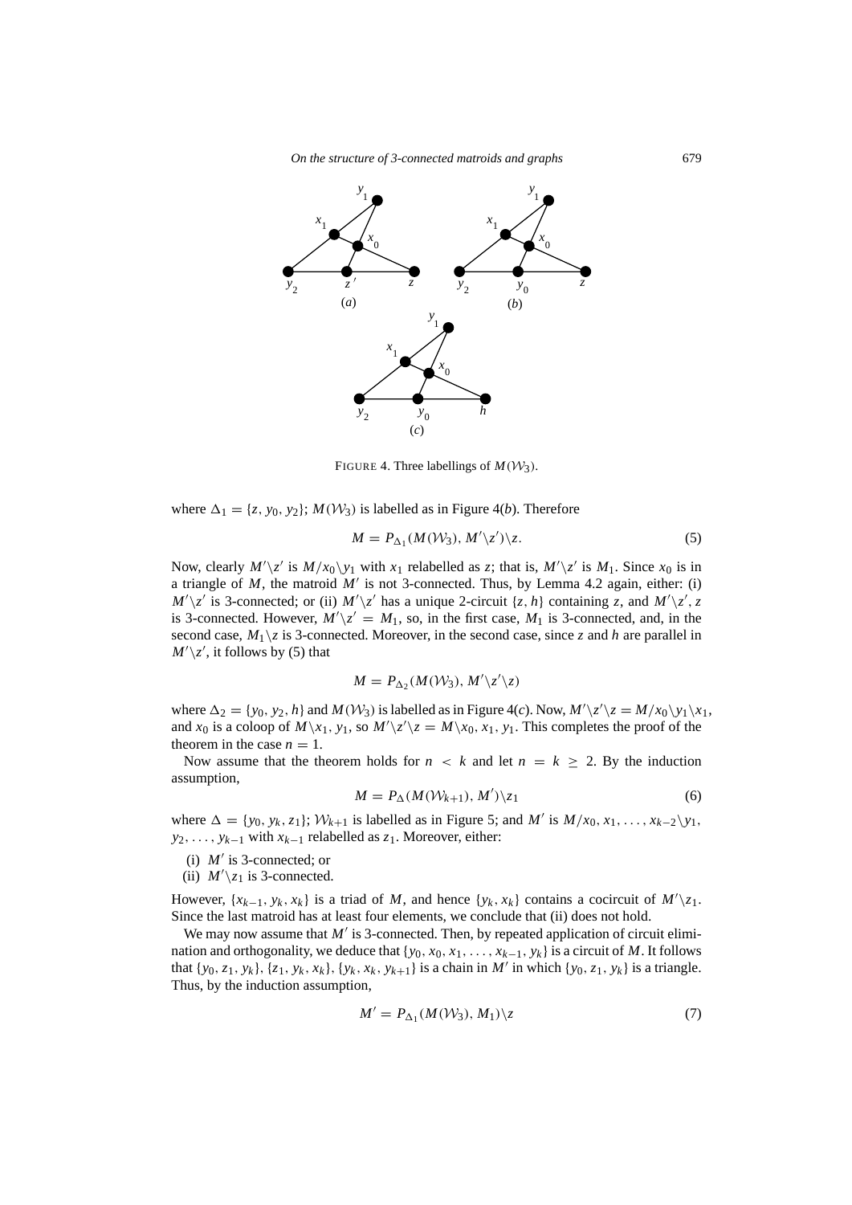FIGURE 4. Three labellings of $M(\mathcal{W}_3)$.

where $\Delta_1 = \{z, y_0, y_2\}$; $M(\mathcal{W}_3)$ is labelled as in Figure 4(*b*). Therefore

$$M = P_{\Delta_1}(M(\mathcal{W}_3), M'\backslash z')\backslash z. \tag{5}$$

Now, clearly $M'\backslash z'$ is $M/x_0\backslash y_1$ with $x_1$ relabelled as $z$; that is, $M'\backslash z'$ is $M_1$. Since $x_0$ is in a triangle of $M$, the matroid $M'$ is not 3-connected. Thus, by Lemma 4.2 again, either: (i) $M'\backslash z'$ is 3-connected; or (ii) $M'\backslash z'$ has a unique 2-circuit $\{z, h\}$ containing $z$, and $M'\backslash z', z$ is 3-connected. However, $M'\backslash z' = M_1$, so, in the first case, $M_1$ is 3-connected, and, in the second case, $M_1\backslash z$ is 3-connected. Moreover, in the second case, since $z$ and $h$ are parallel in $M'\backslash z'$, it follows by (5) that

$$M = P_{\Delta_2}(M(\mathcal{W}_3), M'\backslash z'\backslash z)$$

where $\Delta_2 = \{y_0, y_2, h\}$ and $M(\mathcal{W}_3)$ is labelled as in Figure 4(*c*). Now, $M'\backslash z'\backslash z = M/x_0\backslash y_1\backslash x_1$, and $x_0$ is a coloop of $M\backslash x_1, y_1$, so $M'\backslash z'\backslash z = M\backslash x_0, x_1, y_1$. This completes the proof of the theorem in the case $n = 1$.

Now assume that the theorem holds for $n < k$ and let $n = k \geq 2$. By the induction assumption,

$$M = P_{\Delta}(M(\mathcal{W}_{k+1}), M')\backslash z_1 \tag{6}$$

where $\Delta = \{y_0, y_k, z_1\}$; $\mathcal{W}_{k+1}$ is labelled as in Figure 5; and $M'$ is $M/x_0, x_1, \ldots, x_{k-2}\backslash y_1, y_2, \ldots, y_{k-1}$ with $x_{k-1}$ relabelled as $z_1$. Moreover, either:

(i) $M'$ is 3-connected; or
(ii) $M'\backslash z_1$ is 3-connected.

However, $\{x_{k-1}, y_k, x_k\}$ is a triad of $M$, and hence $\{y_k, x_k\}$ contains a cocircuit of $M'\backslash z_1$. Since the last matroid has at least four elements, we conclude that (ii) does not hold.

We may now assume that $M'$ is 3-connected. Then, by repeated application of circuit elimination and orthogonality, we deduce that $\{y_0, x_0, x_1, \ldots, x_{k-1}, y_k\}$ is a circuit of $M$. It follows that $\{y_0, z_1, y_k\}, \{z_1, y_k, x_k\}, \{y_k, x_k, y_{k+1}\}$ is a chain in $M'$ in which $\{y_0, z_1, y_k\}$ is a triangle. Thus, by the induction assumption,

$$M' = P_{\Delta_1}(M(\mathcal{W}_3), M_1)\backslash z \tag{7}$$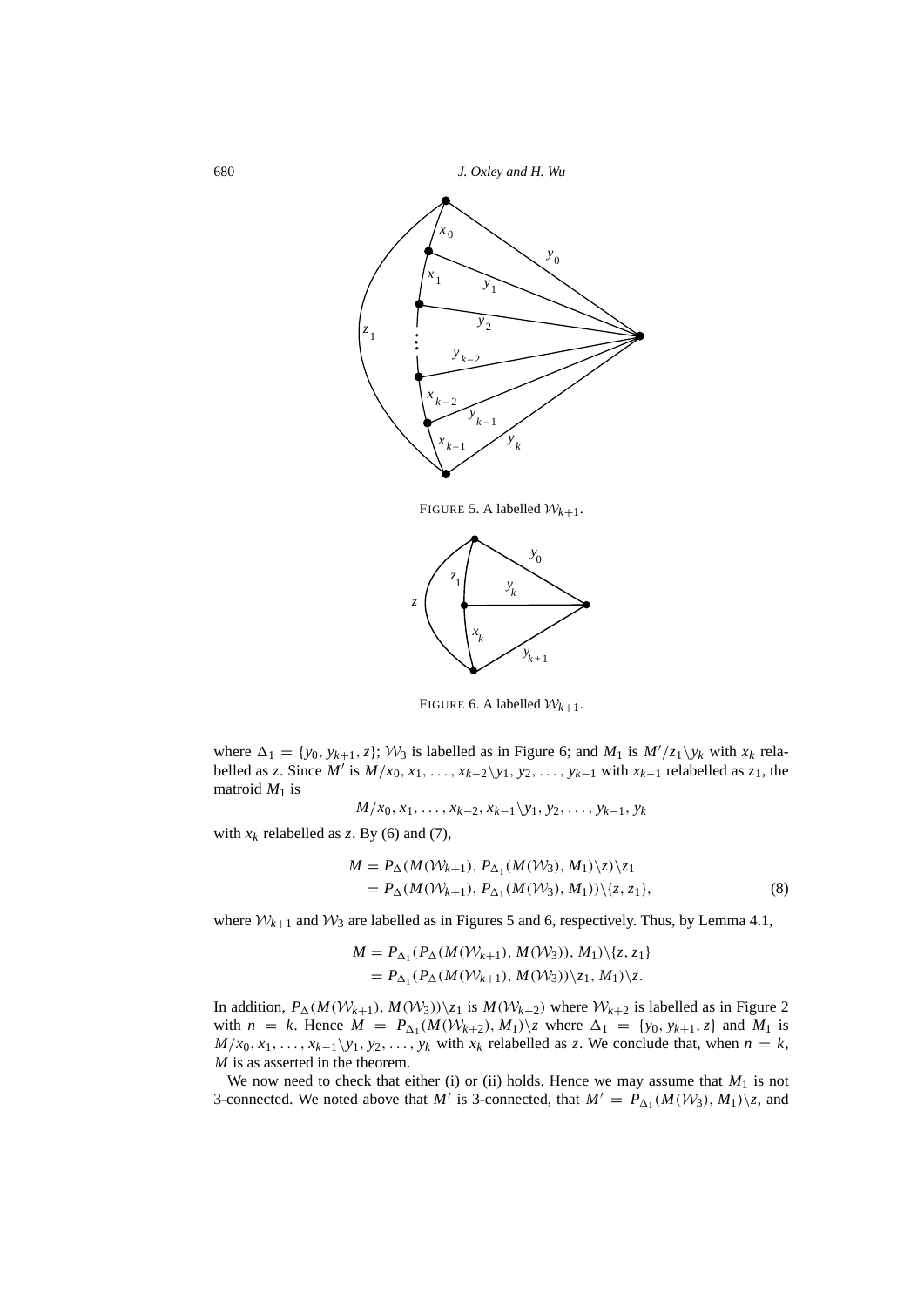FIGURE 5. A labelled $\mathcal{W}_{k+1}$.

FIGURE 6. A labelled $\mathcal{W}_{k+1}$.

where $\Delta_1 = \{y_0, y_{k+1}, z\}$; $\mathcal{W}_3$ is labelled as in Figure 6; and $M_1$ is $M'/z_1\backslash y_k$ with $x_k$ relabelled as $z$. Since $M'$ is $M/x_0, x_1, \ldots, x_{k-2}\backslash y_1, y_2, \ldots, y_{k-1}$ with $x_{k-1}$ relabelled as $z_1$, the matroid $M_1$ is

$$M/x_0, x_1, \ldots, x_{k-2}, x_{k-1}\backslash y_1, y_2, \ldots, y_{k-1}, y_k$$

with $x_k$ relabelled as $z$. By (6) and (7),

$$\begin{aligned} M &= P_{\Delta}(M(\mathcal{W}_{k+1}), P_{\Delta_1}(M(\mathcal{W}_3), M_1)\backslash z)\backslash z_1 \\ &= P_{\Delta}(M(\mathcal{W}_{k+1}), P_{\Delta_1}(M(\mathcal{W}_3), M_1))\backslash\{z, z_1\}, \end{aligned} \tag{8}$$

where $\mathcal{W}_{k+1}$ and $\mathcal{W}_3$ are labelled as in Figures 5 and 6, respectively. Thus, by Lemma 4.1,

$$\begin{aligned} M &= P_{\Delta_1}(P_{\Delta}(M(\mathcal{W}_{k+1}), M(\mathcal{W}_3)), M_1)\backslash\{z, z_1\} \\ &= P_{\Delta_1}(P_{\Delta}(M(\mathcal{W}_{k+1}), M(\mathcal{W}_3))\backslash z_1, M_1)\backslash z. \end{aligned}$$

In addition, $P_{\Delta}(M(\mathcal{W}_{k+1}), M(\mathcal{W}_3))\backslash z_1$ is $M(\mathcal{W}_{k+2})$ where $\mathcal{W}_{k+2}$ is labelled as in Figure 2 with $n = k$. Hence $M = P_{\Delta_1}(M(\mathcal{W}_{k+2}), M_1)\backslash z$ where $\Delta_1 = \{y_0, y_{k+1}, z\}$ and $M_1$ is $M/x_0, x_1, \ldots, x_{k-1}\backslash y_1, y_2, \ldots, y_k$ with $x_k$ relabelled as $z$. We conclude that, when $n = k$, $M$ is as asserted in the theorem.

We now need to check that either (i) or (ii) holds. Hence we may assume that $M_1$ is not 3-connected. We noted above that $M'$ is 3-connected, that $M' = P_{\Delta_1}(M(\mathcal{W}_3), M_1)\backslash z$, and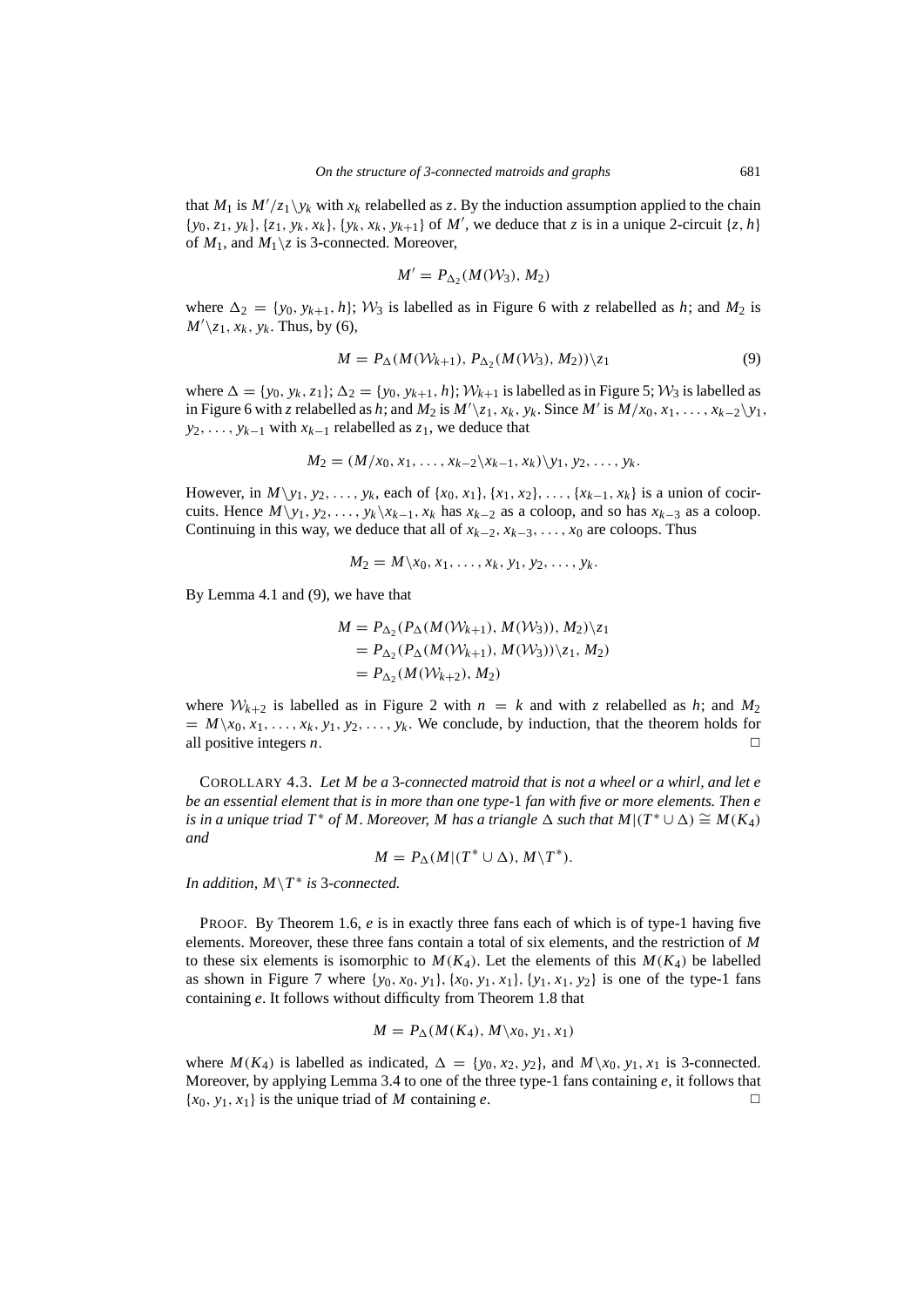that $M_1$ is $M'/z_1\backslash y_k$ with $x_k$ relabelled as $z$. By the induction assumption applied to the chain $\{y_0, z_1, y_k\}$, $\{z_1, y_k, x_k\}$, $\{y_k, x_k, y_{k+1}\}$ of $M'$, we deduce that $z$ is in a unique 2-circuit $\{z, h\}$ of $M_1$, and $M_1\backslash z$ is 3-connected. Moreover,

$$M' = P_{\Delta_2}(M(\mathcal{W}_3), M_2)$$

where $\Delta_2 = \{y_0, y_{k+1}, h\}$; $\mathcal{W}_3$ is labelled as in Figure 6 with $z$ relabelled as $h$; and $M_2$ is $M'\backslash z_1, x_k, y_k$. Thus, by (6),

$$M = P_\Delta(M(\mathcal{W}_{k+1}), P_{\Delta_2}(M(\mathcal{W}_3), M_2))\backslash z_1 \tag{9}$$

where $\Delta = \{y_0, y_k, z_1\}$; $\Delta_2 = \{y_0, y_{k+1}, h\}$; $\mathcal{W}_{k+1}$ is labelled as in Figure 5; $\mathcal{W}_3$ is labelled as in Figure 6 with $z$ relabelled as $h$; and $M_2$ is $M'\backslash z_1, x_k, y_k$. Since $M'$ is $M/x_0, x_1, \ldots, x_{k-2}\backslash y_1, y_2, \ldots, y_{k-1}$ with $x_{k-1}$ relabelled as $z_1$, we deduce that

$$M_2 = (M/x_0, x_1, \ldots, x_{k-2}\backslash x_{k-1}, x_k)\backslash y_1, y_2, \ldots, y_k.$$

However, in $M\backslash y_1, y_2, \ldots, y_k$, each of $\{x_0, x_1\}, \{x_1, x_2\}, \ldots, \{x_{k-1}, x_k\}$ is a union of cocircuits. Hence $M\backslash y_1, y_2, \ldots, y_k\backslash x_{k-1}, x_k$ has $x_{k-2}$ as a coloop, and so has $x_{k-3}$ as a coloop. Continuing in this way, we deduce that all of $x_{k-2}, x_{k-3}, \ldots, x_0$ are coloops. Thus

$$M_2 = M\backslash x_0, x_1, \ldots, x_k, y_1, y_2, \ldots, y_k.$$

By Lemma 4.1 and (9), we have that

$$\begin{aligned}
M &= P_{\Delta_2}(P_\Delta(M(\mathcal{W}_{k+1}), M(\mathcal{W}_3)), M_2)\backslash z_1 \\
&= P_{\Delta_2}(P_\Delta(M(\mathcal{W}_{k+1}), M(\mathcal{W}_3))\backslash z_1, M_2) \\
&= P_{\Delta_2}(M(\mathcal{W}_{k+2}), M_2)
\end{aligned}$$

where $\mathcal{W}_{k+2}$ is labelled as in Figure 2 with $n = k$ and with $z$ relabelled as $h$; and $M_2 = M\backslash x_0, x_1, \ldots, x_k, y_1, y_2, \ldots, y_k$. We conclude, by induction, that the theorem holds for all positive integers $n$. □

COROLLARY 4.3. *Let $M$ be a 3-connected matroid that is not a wheel or a whirl, and let $e$ be an essential element that is in more than one type-1 fan with five or more elements. Then $e$ is in a unique triad $T^*$ of $M$. Moreover, $M$ has a triangle $\Delta$ such that $M|(T^* \cup \Delta) \cong M(K_4)$ and*

$$M = P_\Delta(M|(T^* \cup \Delta), M\backslash T^*).$$

*In addition, $M\backslash T^*$ is 3-connected.*

PROOF. By Theorem 1.6, $e$ is in exactly three fans each of which is of type-1 having five elements. Moreover, these three fans contain a total of six elements, and the restriction of $M$ to these six elements is isomorphic to $M(K_4)$. Let the elements of this $M(K_4)$ be labelled as shown in Figure 7 where $\{y_0, x_0, y_1\}, \{x_0, y_1, x_1\}, \{y_1, x_1, y_2\}$ is one of the type-1 fans containing $e$. It follows without difficulty from Theorem 1.8 that

$$M = P_\Delta(M(K_4), M\backslash x_0, y_1, x_1)$$

where $M(K_4)$ is labelled as indicated, $\Delta = \{y_0, x_2, y_2\}$, and $M\backslash x_0, y_1, x_1$ is 3-connected. Moreover, by applying Lemma 3.4 to one of the three type-1 fans containing $e$, it follows that $\{x_0, y_1, x_1\}$ is the unique triad of $M$ containing $e$. □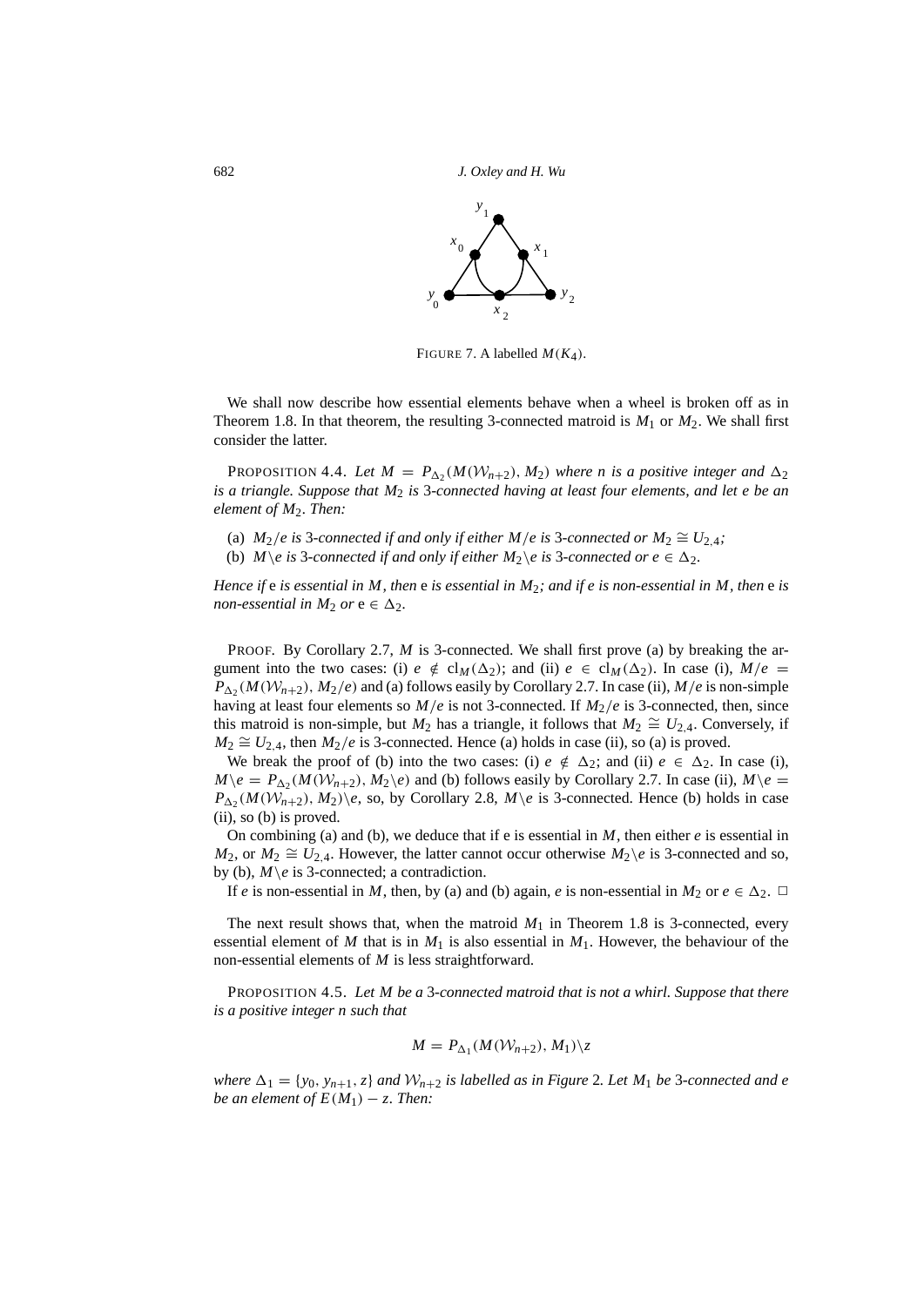FIGURE 7. A labelled $M(K_4)$.

We shall now describe how essential elements behave when a wheel is broken off as in Theorem 1.8. In that theorem, the resulting 3-connected matroid is $M_1$ or $M_2$. We shall first consider the latter.

PROPOSITION 4.4. *Let $M = P_{\Delta_2}(M(\mathcal{W}_{n+2}), M_2)$ where $n$ is a positive integer and $\Delta_2$ is a triangle. Suppose that $M_2$ is 3-connected having at least four elements, and let $e$ be an element of $M_2$. Then:*

(a) *$M_2/e$ is 3-connected if and only if either $M/e$ is 3-connected or $M_2 \cong U_{2,4}$;*
(b) *$M\backslash e$ is 3-connected if and only if either $M_2\backslash e$ is 3-connected or $e \in \Delta_2$.*

*Hence if e is essential in $M$, then e is essential in $M_2$; and if $e$ is non-essential in $M$, then e is non-essential in $M_2$ or e $\in \Delta_2$.*

PROOF. By Corollary 2.7, $M$ is 3-connected. We shall first prove (a) by breaking the argument into the two cases: (i) $e \notin \mathrm{cl}_M(\Delta_2)$; and (ii) $e \in \mathrm{cl}_M(\Delta_2)$. In case (i), $M/e = P_{\Delta_2}(M(\mathcal{W}_{n+2}), M_2/e)$ and (a) follows easily by Corollary 2.7. In case (ii), $M/e$ is non-simple having at least four elements so $M/e$ is not 3-connected. If $M_2/e$ is 3-connected, then, since this matroid is non-simple, but $M_2$ has a triangle, it follows that $M_2 \cong U_{2,4}$. Conversely, if $M_2 \cong U_{2,4}$, then $M_2/e$ is 3-connected. Hence (a) holds in case (ii), so (a) is proved.

We break the proof of (b) into the two cases: (i) $e \notin \Delta_2$; and (ii) $e \in \Delta_2$. In case (i), $M\backslash e = P_{\Delta_2}(M(\mathcal{W}_{n+2}), M_2\backslash e)$ and (b) follows easily by Corollary 2.7. In case (ii), $M\backslash e = P_{\Delta_2}(M(\mathcal{W}_{n+2}), M_2)\backslash e$, so, by Corollary 2.8, $M\backslash e$ is 3-connected. Hence (b) holds in case (ii), so (b) is proved.

On combining (a) and (b), we deduce that if e is essential in $M$, then either $e$ is essential in $M_2$, or $M_2 \cong U_{2,4}$. However, the latter cannot occur otherwise $M_2\backslash e$ is 3-connected and so, by (b), $M\backslash e$ is 3-connected; a contradiction.

If $e$ is non-essential in $M$, then, by (a) and (b) again, $e$ is non-essential in $M_2$ or $e \in \Delta_2$. $\square$

The next result shows that, when the matroid $M_1$ in Theorem 1.8 is 3-connected, every essential element of $M$ that is in $M_1$ is also essential in $M_1$. However, the behaviour of the non-essential elements of $M$ is less straightforward.

PROPOSITION 4.5. *Let $M$ be a 3-connected matroid that is not a whirl. Suppose that there is a positive integer $n$ such that*

$$M = P_{\Delta_1}(M(\mathcal{W}_{n+2}), M_1)\backslash z$$

*where $\Delta_1 = \{y_0, y_{n+1}, z\}$ and $\mathcal{W}_{n+2}$ is labelled as in Figure 2. Let $M_1$ be 3-connected and $e$ be an element of $E(M_1) - z$. Then:*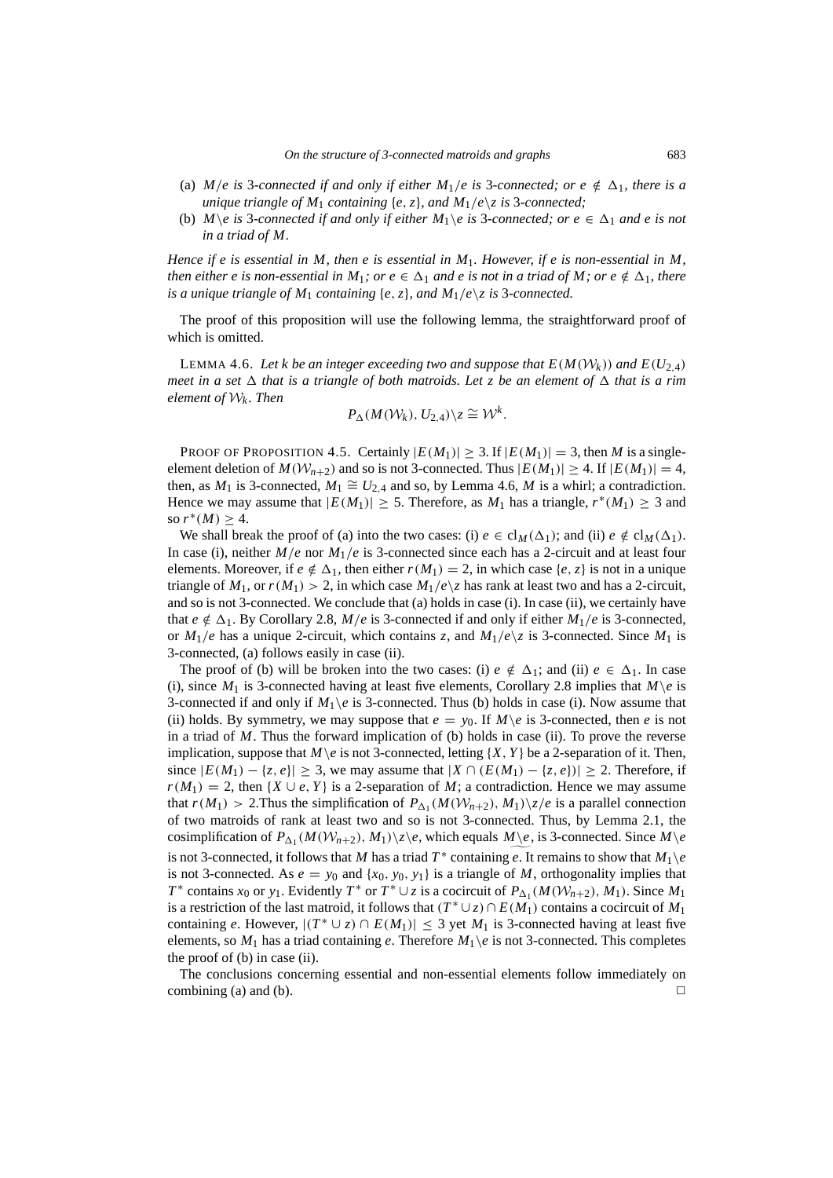(a) *$M/e$ is 3-connected if and only if either $M_1/e$ is 3-connected; or $e \notin \Delta_1$, there is a unique triangle of $M_1$ containing $\{e, z\}$, and $M_1/e\backslash z$ is 3-connected;*

(b) *$M\backslash e$ is 3-connected if and only if either $M_1\backslash e$ is 3-connected; or $e \in \Delta_1$ and $e$ is not in a triad of $M$.*

*Hence if $e$ is essential in $M$, then $e$ is essential in $M_1$. However, if $e$ is non-essential in $M$, then either $e$ is non-essential in $M_1$; or $e \in \Delta_1$ and $e$ is not in a triad of $M$; or $e \notin \Delta_1$, there is a unique triangle of $M_1$ containing $\{e, z\}$, and $M_1/e\backslash z$ is 3-connected.*

The proof of this proposition will use the following lemma, the straightforward proof of which is omitted.

LEMMA 4.6. *Let $k$ be an integer exceeding two and suppose that $E(M(\mathcal{W}_k))$ and $E(U_{2,4})$ meet in a set $\Delta$ that is a triangle of both matroids. Let $z$ be an element of $\Delta$ that is a rim element of $\mathcal{W}_k$. Then*

$$P_\Delta(M(\mathcal{W}_k), U_{2,4})\backslash z \cong \mathcal{W}^k.$$

PROOF OF PROPOSITION 4.5. Certainly $|E(M_1)| \geq 3$. If $|E(M_1)| = 3$, then $M$ is a single-element deletion of $M(\mathcal{W}_{n+2})$ and so is not 3-connected. Thus $|E(M_1)| \geq 4$. If $|E(M_1)| = 4$, then, as $M_1$ is 3-connected, $M_1 \cong U_{2,4}$ and so, by Lemma 4.6, $M$ is a whirl; a contradiction. Hence we may assume that $|E(M_1)| \geq 5$. Therefore, as $M_1$ has a triangle, $r^*(M_1) \geq 3$ and so $r^*(M) \geq 4$.

We shall break the proof of (a) into the two cases: (i) $e \in \text{cl}_M(\Delta_1)$; and (ii) $e \notin \text{cl}_M(\Delta_1)$. In case (i), neither $M/e$ nor $M_1/e$ is 3-connected since each has a 2-circuit and at least four elements. Moreover, if $e \notin \Delta_1$, then either $r(M_1) = 2$, in which case $\{e, z\}$ is not in a unique triangle of $M_1$, or $r(M_1) > 2$, in which case $M_1/e\backslash z$ has rank at least two and has a 2-circuit, and so is not 3-connected. We conclude that (a) holds in case (i). In case (ii), we certainly have that $e \notin \Delta_1$. By Corollary 2.8, $M/e$ is 3-connected if and only if either $M_1/e$ is 3-connected, or $M_1/e$ has a unique 2-circuit, which contains $z$, and $M_1/e\backslash z$ is 3-connected. Since $M_1$ is 3-connected, (a) follows easily in case (ii).

The proof of (b) will be broken into the two cases: (i) $e \notin \Delta_1$; and (ii) $e \in \Delta_1$. In case (i), since $M_1$ is 3-connected having at least five elements, Corollary 2.8 implies that $M\backslash e$ is 3-connected if and only if $M_1\backslash e$ is 3-connected. Thus (b) holds in case (i). Now assume that (ii) holds. By symmetry, we may suppose that $e = y_0$. If $M\backslash e$ is 3-connected, then $e$ is not in a triad of $M$. Thus the forward implication of (b) holds in case (ii). To prove the reverse implication, suppose that $M\backslash e$ is not 3-connected, letting $\{X, Y\}$ be a 2-separation of it. Then, since $|E(M_1) - \{z, e\}| \geq 3$, we may assume that $|X \cap (E(M_1) - \{z, e\})| \geq 2$. Therefore, if $r(M_1) = 2$, then $\{X \cup e, Y\}$ is a 2-separation of $M$; a contradiction. Hence we may assume that $r(M_1) > 2$.Thus the simplification of $P_{\Delta_1}(M(\mathcal{W}_{n+2}), M_1)\backslash z/e$ is a parallel connection of two matroids of rank at least two and so is not 3-connected. Thus, by Lemma 2.1, the cosimplification of $P_{\Delta_1}(M(\mathcal{W}_{n+2}), M_1)\backslash z\backslash e$, which equals $\widetilde{M\backslash e}$, is 3-connected. Since $M\backslash e$ is not 3-connected, it follows that $M$ has a triad $T^*$ containing $e$. It remains to show that $M_1\backslash e$ is not 3-connected. As $e = y_0$ and $\{x_0, y_0, y_1\}$ is a triangle of $M$, orthogonality implies that $T^*$ contains $x_0$ or $y_1$. Evidently $T^*$ or $T^* \cup z$ is a cocircuit of $P_{\Delta_1}(M(\mathcal{W}_{n+2}), M_1)$. Since $M_1$ is a restriction of the last matroid, it follows that $(T^* \cup z) \cap E(M_1)$ contains a cocircuit of $M_1$ containing $e$. However, $|(T^* \cup z) \cap E(M_1)| \leq 3$ yet $M_1$ is 3-connected having at least five elements, so $M_1$ has a triad containing $e$. Therefore $M_1\backslash e$ is not 3-connected. This completes the proof of (b) in case (ii).

The conclusions concerning essential and non-essential elements follow immediately on combining (a) and (b). $\square$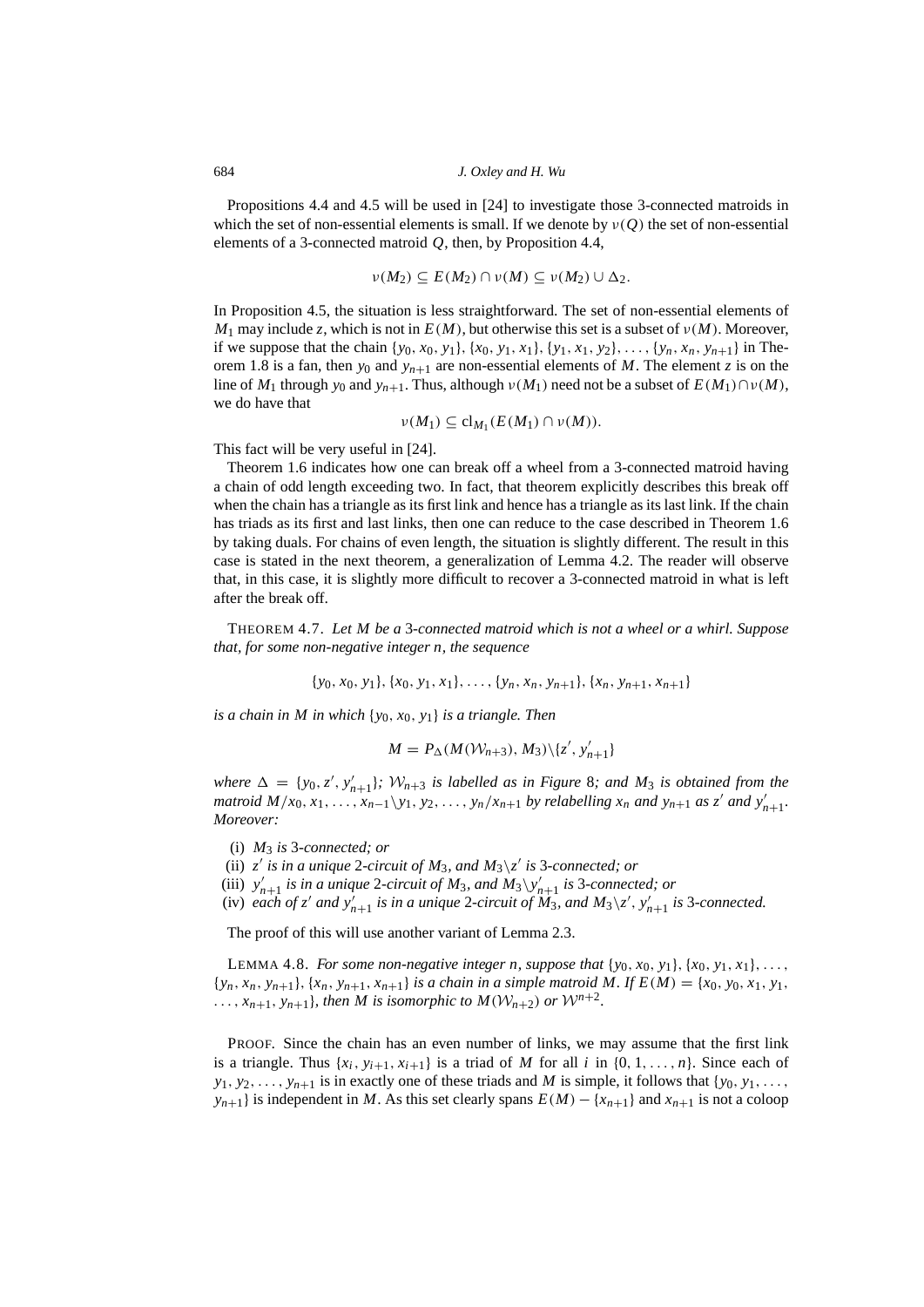Propositions 4.4 and 4.5 will be used in [24] to investigate those 3-connected matroids in which the set of non-essential elements is small. If we denote by $\nu(Q)$ the set of non-essential elements of a 3-connected matroid $Q$, then, by Proposition 4.4,

$$\nu(M_2) \subseteq E(M_2) \cap \nu(M) \subseteq \nu(M_2) \cup \Delta_2.$$

In Proposition 4.5, the situation is less straightforward. The set of non-essential elements of $M_1$ may include $z$, which is not in $E(M)$, but otherwise this set is a subset of $\nu(M)$. Moreover, if we suppose that the chain $\{y_0, x_0, y_1\}, \{x_0, y_1, x_1\}, \{y_1, x_1, y_2\}, \ldots, \{y_n, x_n, y_{n+1}\}$ in Theorem 1.8 is a fan, then $y_0$ and $y_{n+1}$ are non-essential elements of $M$. The element $z$ is on the line of $M_1$ through $y_0$ and $y_{n+1}$. Thus, although $\nu(M_1)$ need not be a subset of $E(M_1) \cap \nu(M)$, we do have that

$$\nu(M_1) \subseteq \text{cl}_{M_1}(E(M_1) \cap \nu(M)).$$

This fact will be very useful in [24].

Theorem 1.6 indicates how one can break off a wheel from a 3-connected matroid having a chain of odd length exceeding two. In fact, that theorem explicitly describes this break off when the chain has a triangle as its first link and hence has a triangle as its last link. If the chain has triads as its first and last links, then one can reduce to the case described in Theorem 1.6 by taking duals. For chains of even length, the situation is slightly different. The result in this case is stated in the next theorem, a generalization of Lemma 4.2. The reader will observe that, in this case, it is slightly more difficult to recover a 3-connected matroid in what is left after the break off.

THEOREM 4.7. *Let $M$ be a 3-connected matroid which is not a wheel or a whirl. Suppose that, for some non-negative integer $n$, the sequence*

$$\{y_0, x_0, y_1\}, \{x_0, y_1, x_1\}, \ldots, \{y_n, x_n, y_{n+1}\}, \{x_n, y_{n+1}, x_{n+1}\}$$

*is a chain in $M$ in which $\{y_0, x_0, y_1\}$ is a triangle. Then*

$$M = P_\Delta(M(\mathcal{W}_{n+3}), M_3)\backslash\{z', y'_{n+1}\}$$

*where $\Delta = \{y_0, z', y'_{n+1}\}$; $\mathcal{W}_{n+3}$ is labelled as in Figure 8; and $M_3$ is obtained from the matroid $M/x_0, x_1, \ldots, x_{n-1}\backslash y_1, y_2, \ldots, y_n/x_{n+1}$ by relabelling $x_n$ and $y_{n+1}$ as $z'$ and $y'_{n+1}$. Moreover:*

- (i) *$M_3$ is 3-connected; or*
- (ii) *$z'$ is in a unique 2-circuit of $M_3$, and $M_3\backslash z'$ is 3-connected; or*
- (iii) *$y'_{n+1}$ is in a unique 2-circuit of $M_3$, and $M_3\backslash y'_{n+1}$ is 3-connected; or*
- (iv) *each of $z'$ and $y'_{n+1}$ is in a unique 2-circuit of $M_3$, and $M_3\backslash z', y'_{n+1}$ is 3-connected.*

The proof of this will use another variant of Lemma 2.3.

LEMMA 4.8. *For some non-negative integer $n$, suppose that $\{y_0, x_0, y_1\}, \{x_0, y_1, x_1\}, \ldots, \{y_n, x_n, y_{n+1}\}, \{x_n, y_{n+1}, x_{n+1}\}$ is a chain in a simple matroid $M$. If $E(M) = \{x_0, y_0, x_1, y_1, \ldots, x_{n+1}, y_{n+1}\}$, then $M$ is isomorphic to $M(\mathcal{W}_{n+2})$ or $\mathcal{W}^{n+2}$.*

PROOF. Since the chain has an even number of links, we may assume that the first link is a triangle. Thus $\{x_i, y_{i+1}, x_{i+1}\}$ is a triad of $M$ for all $i$ in $\{0, 1, \ldots, n\}$. Since each of $y_1, y_2, \ldots, y_{n+1}$ is in exactly one of these triads and $M$ is simple, it follows that $\{y_0, y_1, \ldots, y_{n+1}\}$ is independent in $M$. As this set clearly spans $E(M) - \{x_{n+1}\}$ and $x_{n+1}$ is not a coloop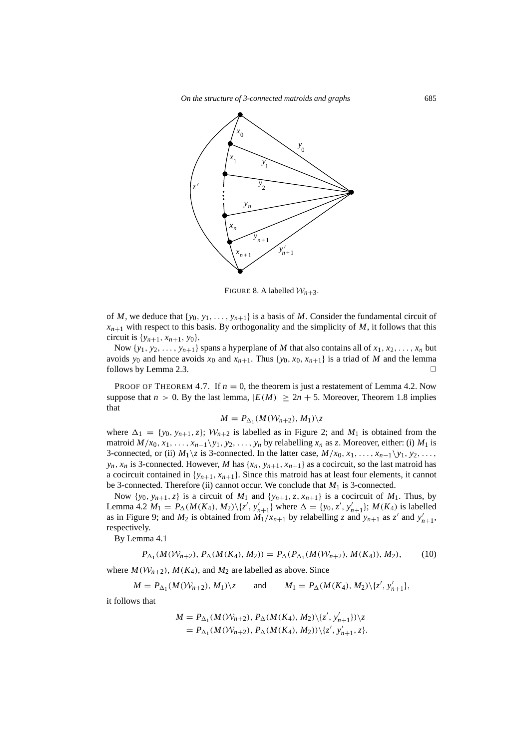FIGURE 8. A labelled $\mathcal{W}_{n+3}$.

of $M$, we deduce that $\{y_0, y_1, \ldots, y_{n+1}\}$ is a basis of $M$. Consider the fundamental circuit of $x_{n+1}$ with respect to this basis. By orthogonality and the simplicity of $M$, it follows that this circuit is $\{y_{n+1}, x_{n+1}, y_0\}$.

Now $\{y_1, y_2, \ldots, y_{n+1}\}$ spans a hyperplane of $M$ that also contains all of $x_1, x_2, \ldots, x_n$ but avoids $y_0$ and hence avoids $x_0$ and $x_{n+1}$. Thus $\{y_0, x_0, x_{n+1}\}$ is a triad of $M$ and the lemma follows by Lemma 2.3. □

PROOF OF THEOREM 4.7. If $n = 0$, the theorem is just a restatement of Lemma 4.2. Now suppose that $n > 0$. By the last lemma, $|E(M)| \geq 2n + 5$. Moreover, Theorem 1.8 implies that

$$M = P_{\Delta_1}(M(\mathcal{W}_{n+2}), M_1)\backslash z$$

where $\Delta_1 = \{y_0, y_{n+1}, z\}$; $\mathcal{W}_{n+2}$ is labelled as in Figure 2; and $M_1$ is obtained from the matroid $M/x_0, x_1, \ldots, x_{n-1}\backslash y_1, y_2, \ldots, y_n$ by relabelling $x_n$ as $z$. Moreover, either: (i) $M_1$ is 3-connected, or (ii) $M_1\backslash z$ is 3-connected. In the latter case, $M/x_0, x_1, \ldots, x_{n-1}\backslash y_1, y_2, \ldots, y_n, x_n$ is 3-connected. However, $M$ has $\{x_n, y_{n+1}, x_{n+1}\}$ as a cocircuit, so the last matroid has a cocircuit contained in $\{y_{n+1}, x_{n+1}\}$. Since this matroid has at least four elements, it cannot be 3-connected. Therefore (ii) cannot occur. We conclude that $M_1$ is 3-connected.

Now $\{y_0, y_{n+1}, z\}$ is a circuit of $M_1$ and $\{y_{n+1}, z, x_{n+1}\}$ is a cocircuit of $M_1$. Thus, by Lemma 4.2 $M_1 = P_\Delta(M(K_4), M_2)\backslash\{z', y'_{n+1}\}$ where $\Delta = \{y_0, z', y'_{n+1}\}$; $M(K_4)$ is labelled as in Figure 9; and $M_2$ is obtained from $M_1/x_{n+1}$ by relabelling $z$ and $y_{n+1}$ as $z'$ and $y'_{n+1}$, respectively.

By Lemma 4.1

$$P_{\Delta_1}(M(\mathcal{W}_{n+2}), P_\Delta(M(K_4), M_2)) = P_\Delta(P_{\Delta_1}(M(\mathcal{W}_{n+2}), M(K_4)), M_2), \tag{10}$$

where $M(\mathcal{W}_{n+2})$, $M(K_4)$, and $M_2$ are labelled as above. Since

$$M = P_{\Delta_1}(M(\mathcal{W}_{n+2}), M_1)\backslash z \qquad \text{and} \qquad M_1 = P_\Delta(M(K_4), M_2)\backslash\{z', y'_{n+1}\},$$

it follows that

$$\begin{aligned} M &= P_{\Delta_1}(M(\mathcal{W}_{n+2}), P_\Delta(M(K_4), M_2)\backslash\{z', y'_{n+1}\})\backslash z \\ &= P_{\Delta_1}(M(\mathcal{W}_{n+2}), P_\Delta(M(K_4), M_2))\backslash\{z', y'_{n+1}, z\}. \end{aligned}$$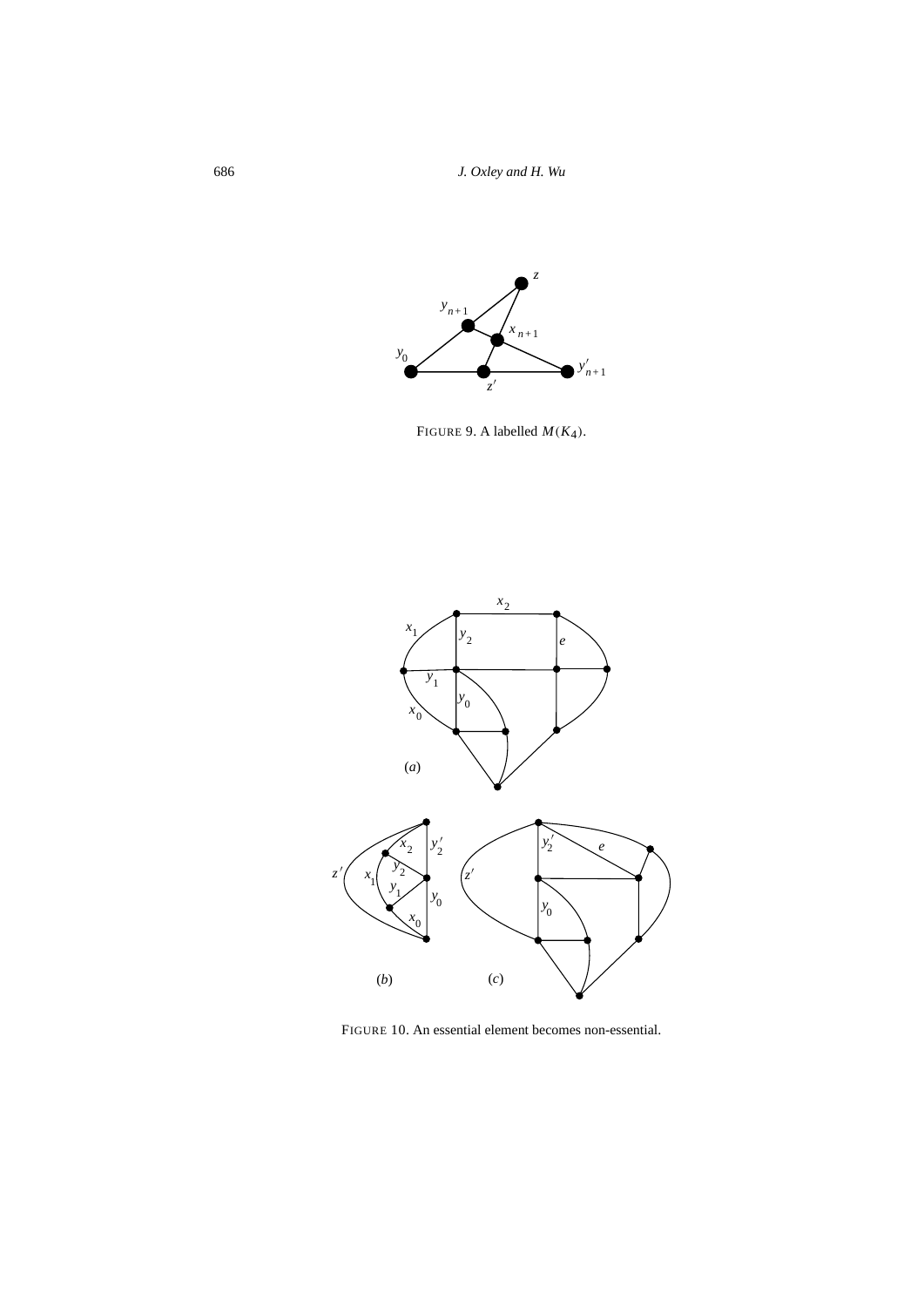FIGURE 9. A labelled $M(K_4)$.

FIGURE 10. An essential element becomes non-essential.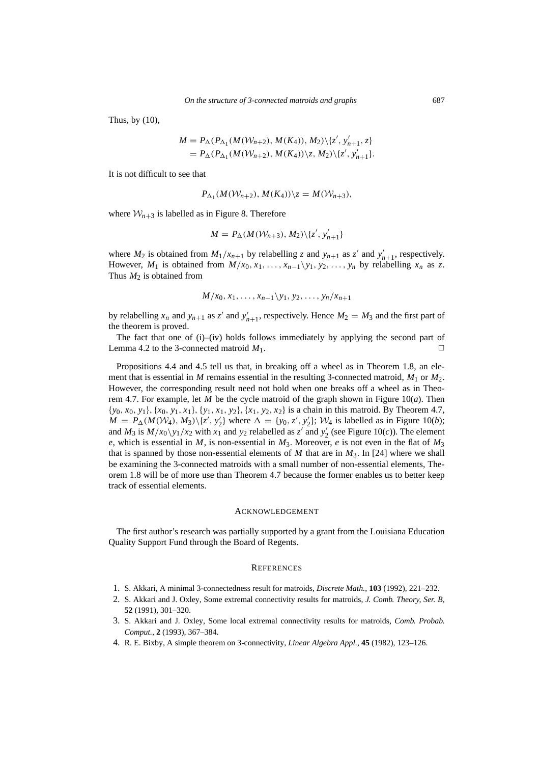Thus, by (10),

$$\begin{aligned} M &= P_\Delta(P_{\Delta_1}(M(\mathcal{W}_{n+2}), M(K_4)), M_2)\backslash\{z', y'_{n+1}, z\} \\ &= P_\Delta(P_{\Delta_1}(M(\mathcal{W}_{n+2}), M(K_4))\backslash z, M_2)\backslash\{z', y'_{n+1}\}. \end{aligned}$$

It is not difficult to see that

$$P_{\Delta_1}(M(\mathcal{W}_{n+2}), M(K_4))\backslash z = M(\mathcal{W}_{n+3}),$$

where $\mathcal{W}_{n+3}$ is labelled as in Figure 8. Therefore

$$M = P_\Delta(M(\mathcal{W}_{n+3}), M_2)\backslash\{z', y'_{n+1}\}$$

where $M_2$ is obtained from $M_1/x_{n+1}$ by relabelling $z$ and $y_{n+1}$ as $z'$ and $y'_{n+1}$, respectively. However, $M_1$ is obtained from $M/x_0, x_1, \ldots, x_{n-1}\backslash y_1, y_2, \ldots, y_n$ by relabelling $x_n$ as $z$. Thus $M_2$ is obtained from

$$M/x_0, x_1, \ldots, x_{n-1}\backslash y_1, y_2, \ldots, y_n/x_{n+1}$$

by relabelling $x_n$ and $y_{n+1}$ as $z'$ and $y'_{n+1}$, respectively. Hence $M_2 = M_3$ and the first part of the theorem is proved.

The fact that one of (i)–(iv) holds follows immediately by applying the second part of Lemma 4.2 to the 3-connected matroid $M_1$. □

Propositions 4.4 and 4.5 tell us that, in breaking off a wheel as in Theorem 1.8, an element that is essential in $M$ remains essential in the resulting 3-connected matroid, $M_1$ or $M_2$. However, the corresponding result need not hold when one breaks off a wheel as in Theorem 4.7. For example, let $M$ be the cycle matroid of the graph shown in Figure 10(*a*). Then $\{y_0, x_0, y_1\}, \{x_0, y_1, x_1\}, \{y_1, x_1, y_2\}, \{x_1, y_2, x_2\}$ is a chain in this matroid. By Theorem 4.7, $M = P_\Delta(M(\mathcal{W}_4), M_3)\backslash\{z', y'_2\}$ where $\Delta = \{y_0, z', y'_2\}$; $\mathcal{W}_4$ is labelled as in Figure 10(*b*); and $M_3$ is $M/x_0\backslash y_1/x_2$ with $x_1$ and $y_2$ relabelled as $z'$ and $y'_2$ (see Figure 10(*c*)). The element $e$, which is essential in $M$, is non-essential in $M_3$. Moreover, $e$ is not even in the flat of $M_3$ that is spanned by those non-essential elements of $M$ that are in $M_3$. In [24] where we shall be examining the 3-connected matroids with a small number of non-essential elements, Theorem 1.8 will be of more use than Theorem 4.7 because the former enables us to better keep track of essential elements.

## Acknowledgement

The first author's research was partially supported by a grant from the Louisiana Education Quality Support Fund through the Board of Regents.

## References

1. S. Akkari, A minimal 3-connectedness result for matroids, *Discrete Math.*, **103** (1992), 221–232.
2. S. Akkari and J. Oxley, Some extremal connectivity results for matroids, *J. Comb. Theory, Ser. B*, **52** (1991), 301–320.
3. S. Akkari and J. Oxley, Some local extremal connectivity results for matroids, *Comb. Probab. Comput.*, **2** (1993), 367–384.
4. R. E. Bixby, A simple theorem on 3-connectivity, *Linear Algebra Appl.*, **45** (1982), 123–126.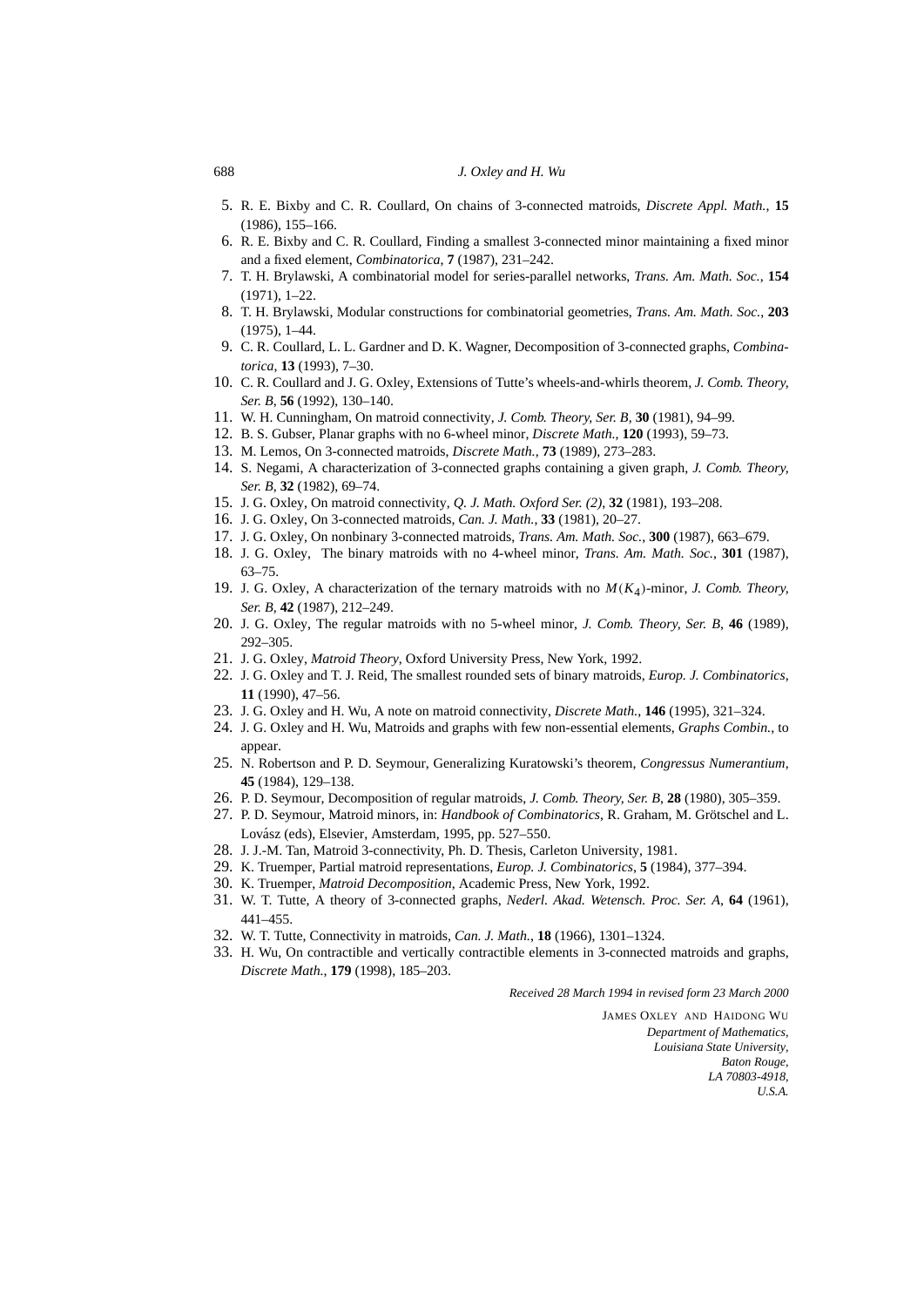5. R. E. Bixby and C. R. Coullard, On chains of 3-connected matroids, *Discrete Appl. Math.*, **15** (1986), 155–166.
6. R. E. Bixby and C. R. Coullard, Finding a smallest 3-connected minor maintaining a fixed minor and a fixed element, *Combinatorica*, **7** (1987), 231–242.
7. T. H. Brylawski, A combinatorial model for series-parallel networks, *Trans. Am. Math. Soc.*, **154** (1971), 1–22.
8. T. H. Brylawski, Modular constructions for combinatorial geometries, *Trans. Am. Math. Soc.*, **203** (1975), 1–44.
9. C. R. Coullard, L. L. Gardner and D. K. Wagner, Decomposition of 3-connected graphs, *Combinatorica*, **13** (1993), 7–30.
10. C. R. Coullard and J. G. Oxley, Extensions of Tutte's wheels-and-whirls theorem, *J. Comb. Theory, Ser. B*, **56** (1992), 130–140.
11. W. H. Cunningham, On matroid connectivity, *J. Comb. Theory, Ser. B*, **30** (1981), 94–99.
12. B. S. Gubser, Planar graphs with no 6-wheel minor, *Discrete Math.*, **120** (1993), 59–73.
13. M. Lemos, On 3-connected matroids, *Discrete Math.*, **73** (1989), 273–283.
14. S. Negami, A characterization of 3-connected graphs containing a given graph, *J. Comb. Theory, Ser. B*, **32** (1982), 69–74.
15. J. G. Oxley, On matroid connectivity, *Q. J. Math. Oxford Ser. (2)*, **32** (1981), 193–208.
16. J. G. Oxley, On 3-connected matroids, *Can. J. Math.*, **33** (1981), 20–27.
17. J. G. Oxley, On nonbinary 3-connected matroids, *Trans. Am. Math. Soc.*, **300** (1987), 663–679.
18. J. G. Oxley, The binary matroids with no 4-wheel minor, *Trans. Am. Math. Soc.*, **301** (1987), 63–75.
19. J. G. Oxley, A characterization of the ternary matroids with no $M(K_4)$-minor, *J. Comb. Theory, Ser. B*, **42** (1987), 212–249.
20. J. G. Oxley, The regular matroids with no 5-wheel minor, *J. Comb. Theory, Ser. B*, **46** (1989), 292–305.
21. J. G. Oxley, *Matroid Theory*, Oxford University Press, New York, 1992.
22. J. G. Oxley and T. J. Reid, The smallest rounded sets of binary matroids, *Europ. J. Combinatorics*, **11** (1990), 47–56.
23. J. G. Oxley and H. Wu, A note on matroid connectivity, *Discrete Math.*, **146** (1995), 321–324.
24. J. G. Oxley and H. Wu, Matroids and graphs with few non-essential elements, *Graphs Combin.*, to appear.
25. N. Robertson and P. D. Seymour, Generalizing Kuratowski's theorem, *Congressus Numerantium*, **45** (1984), 129–138.
26. P. D. Seymour, Decomposition of regular matroids, *J. Comb. Theory, Ser. B*, **28** (1980), 305–359.
27. P. D. Seymour, Matroid minors, in: *Handbook of Combinatorics*, R. Graham, M. Grötschel and L. Lovász (eds), Elsevier, Amsterdam, 1995, pp. 527–550.
28. J. J.-M. Tan, Matroid 3-connectivity, Ph. D. Thesis, Carleton University, 1981.
29. K. Truemper, Partial matroid representations, *Europ. J. Combinatorics*, **5** (1984), 377–394.
30. K. Truemper, *Matroid Decomposition*, Academic Press, New York, 1992.
31. W. T. Tutte, A theory of 3-connected graphs, *Nederl. Akad. Wetensch. Proc. Ser. A*, **64** (1961), 441–455.
32. W. T. Tutte, Connectivity in matroids, *Can. J. Math.*, **18** (1966), 1301–1324.
33. H. Wu, On contractible and vertically contractible elements in 3-connected matroids and graphs, *Discrete Math.*, **179** (1998), 185–203.

*Received 28 March 1994 in revised form 23 March 2000*

JAMES OXLEY AND HAIDONG WU
*Department of Mathematics,*
*Louisiana State University,*
*Baton Rouge,*
*LA 70803-4918,*
*U.S.A.*